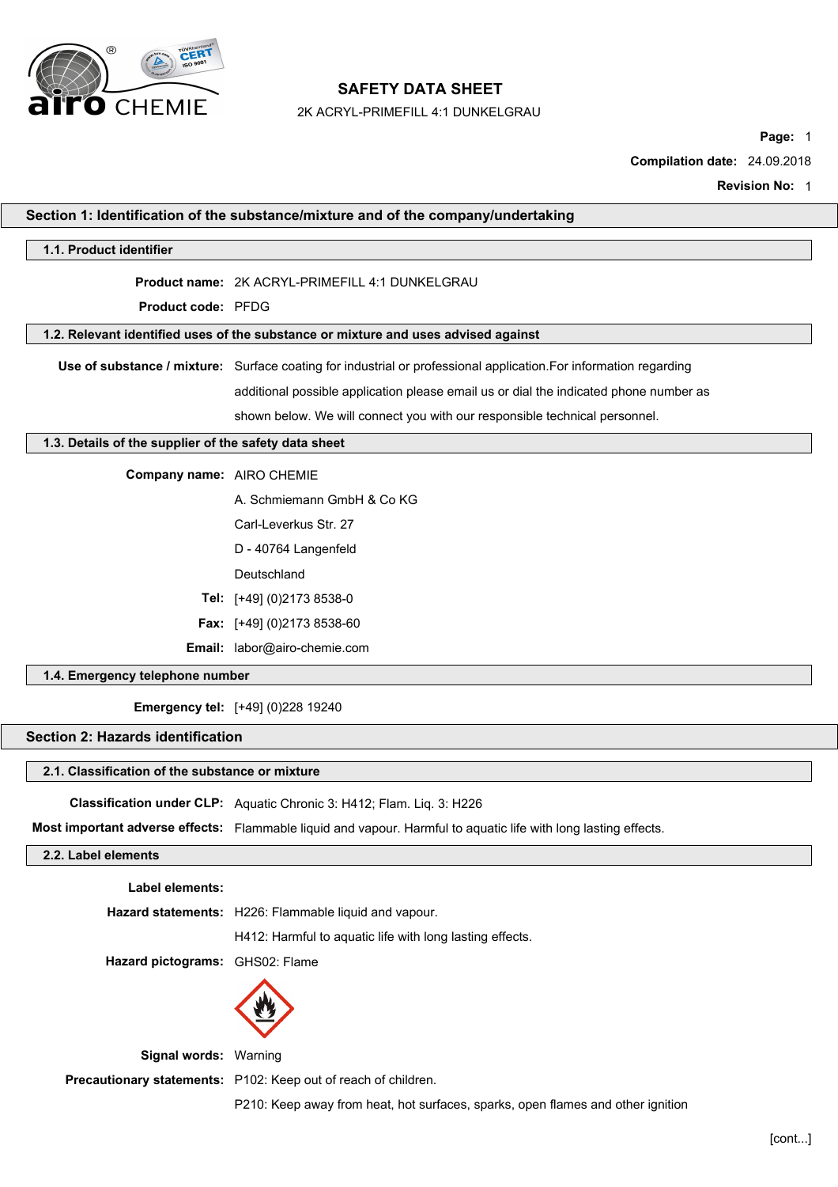# SAFETY DATA SHEET

2K ACRYL-PRIMEFILL 4:1 DUNKELGRAU

**Page:** 1

**Compilation date:** 24.09.2018

**Revision No:** 1

## Section 1: Identification of the substance/mixture and of the company/undertaking

### 1.1. Product identifier

**Product name:** 2K ACRYL-PRIMEFILL 4:1 DUNKELGRAU

**Product code:** PFDG

### 1.2. Relevant identified uses of the substance or mixture and uses advised against

**Use of substance / mixture:** Surface coating for industrial or professional application.For information regarding additional possible application please email us or dial the indicated phone number as shown below. We will connect you with our responsible technical personnel.

### 1.3. Details of the supplier of the safety data sheet

**Company name:** AIRO CHEMIE

A. Schmiemann GmbH & Co KG

Carl-Leverkus Str. 27

D - 40764 Langenfeld

Deutschland

**Tel:** [+49] (0)2173 8538-0

**Fax:** [+49] (0)2173 8538-60

**Email:** labor@airo-chemie.com

### 1.4. Emergency telephone number

**Emergency tel:** [+49] (0)228 19240

## Section 2: Hazards identification

### 2.1. Classification of the substance or mixture

**Classification under CLP:** Aquatic Chronic 3: H412; Flam. Liq. 3: H226

**Most important adverse effects:** Flammable liquid and vapour. Harmful to aquatic life with long lasting effects.

### 2.2. Label elements

**Label elements:**

**Hazard statements:** H226: Flammable liquid and vapour.

H412: Harmful to aquatic life with long lasting effects.

**Hazard pictograms:** GHS02: Flame

**Signal words:** Warning

**Precautionary statements:** P102: Keep out of reach of children.

P210: Keep away from heat, hot surfaces, sparks, open flames and other ignition

[cont...]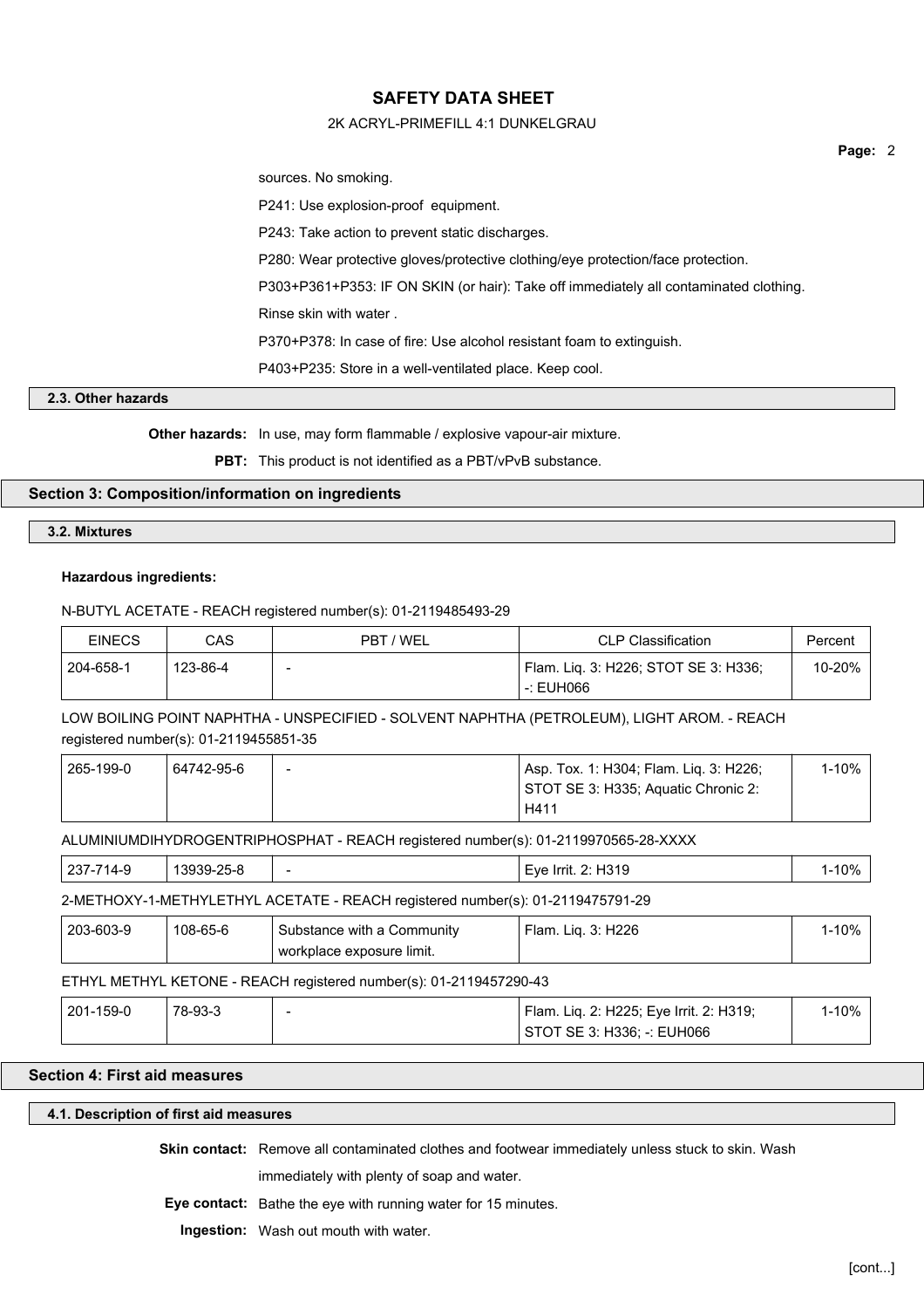sources. No smoking.

P241: Use explosion-proof equipment.

P243: Take action to prevent static discharges.

P280: Wear protective gloves/protective clothing/eye protection/face protection.

P303+P361+P353: IF ON SKIN (or hair): Take off immediately all contaminated clothing. Rinse skin with water .

P370+P378: In case of fire: Use alcohol resistant foam to extinguish.

P403+P235: Store in a well-ventilated place. Keep cool.

### 2.3. Other hazards

**Other hazards:** In use, may form flammable / explosive vapour-air mixture.

**PBT:** This product is not identified as a PBT/vPvB substance.

## Section 3: Composition/information on ingredients

### 3.2. Mixtures

**Hazardous ingredients:**

N-BUTYL ACETATE - REACH registered number(s): 01-2119485493-29

| EINECS | CAS | PBT / WEL | CLP Classification | Percent |
|---|---|---|---|---|
| 204-658-1 | 123-86-4 | - | Flam. Liq. 3: H226; STOT SE 3: H336; -: EUH066 | 10-20% |

LOW BOILING POINT NAPHTHA - UNSPECIFIED - SOLVENT NAPHTHA (PETROLEUM), LIGHT AROM. - REACH registered number(s): 01-2119455851-35

| EINECS | CAS | PBT / WEL | CLP Classification | Percent |
|---|---|---|---|---|
| 265-199-0 | 64742-95-6 | - | Asp. Tox. 1: H304; Flam. Liq. 3: H226; STOT SE 3: H335; Aquatic Chronic 2: H411 | 1-10% |

ALUMINIUMDIHYDROGENTRIPHOSPHAT - REACH registered number(s): 01-2119970565-28-XXXX

| EINECS | CAS | PBT / WEL | CLP Classification | Percent |
|---|---|---|---|---|
| 237-714-9 | 13939-25-8 | - | Eye Irrit. 2: H319 | 1-10% |

2-METHOXY-1-METHYLETHYL ACETATE - REACH registered number(s): 01-2119475791-29

| EINECS | CAS | PBT / WEL | CLP Classification | Percent |
|---|---|---|---|---|
| 203-603-9 | 108-65-6 | Substance with a Community workplace exposure limit. | Flam. Liq. 3: H226 | 1-10% |

ETHYL METHYL KETONE - REACH registered number(s): 01-2119457290-43

| EINECS | CAS | PBT / WEL | CLP Classification | Percent |
|---|---|---|---|---|
| 201-159-0 | 78-93-3 | - | Flam. Liq. 2: H225; Eye Irrit. 2: H319; STOT SE 3: H336; -: EUH066 | 1-10% |

## Section 4: First aid measures

### 4.1. Description of first aid measures

**Skin contact:** Remove all contaminated clothes and footwear immediately unless stuck to skin. Wash immediately with plenty of soap and water.

**Eye contact:** Bathe the eye with running water for 15 minutes.

**Ingestion:** Wash out mouth with water.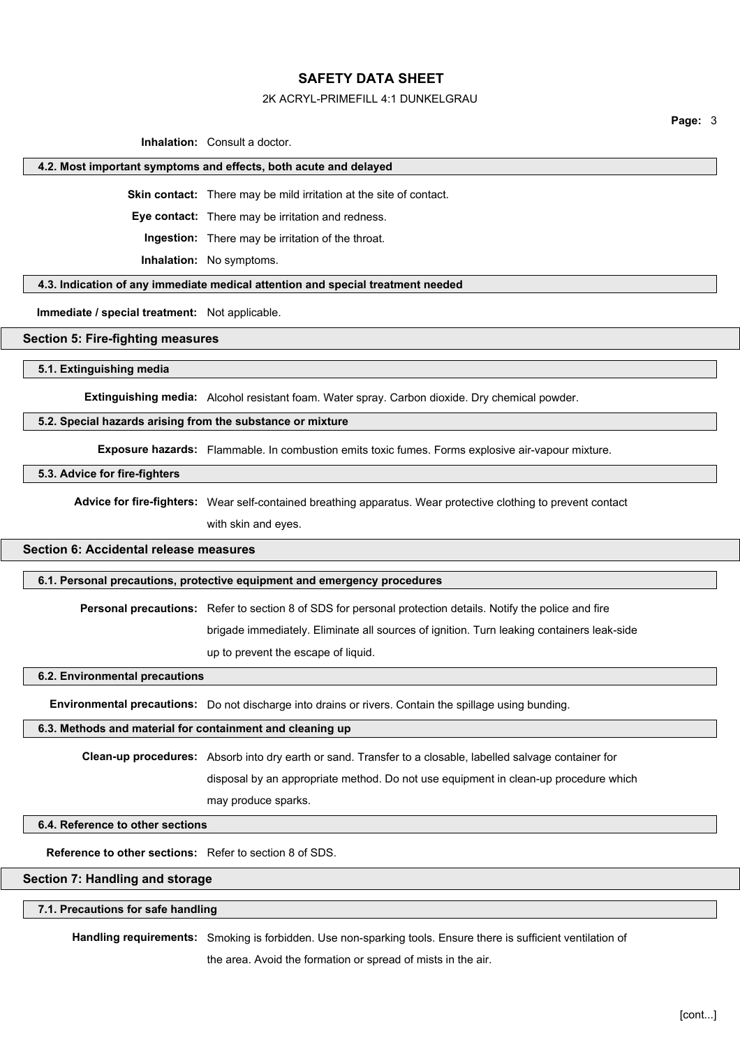**Inhalation:** Consult a doctor.

### 4.2. Most important symptoms and effects, both acute and delayed

**Skin contact:** There may be mild irritation at the site of contact.

**Eye contact:** There may be irritation and redness.

**Ingestion:** There may be irritation of the throat.

**Inhalation:** No symptoms.

### 4.3. Indication of any immediate medical attention and special treatment needed

**Immediate / special treatment:** Not applicable.

## Section 5: Fire-fighting measures

### 5.1. Extinguishing media

**Extinguishing media:** Alcohol resistant foam. Water spray. Carbon dioxide. Dry chemical powder.

### 5.2. Special hazards arising from the substance or mixture

**Exposure hazards:** Flammable. In combustion emits toxic fumes. Forms explosive air-vapour mixture.

### 5.3. Advice for fire-fighters

**Advice for fire-fighters:** Wear self-contained breathing apparatus. Wear protective clothing to prevent contact with skin and eyes.

## Section 6: Accidental release measures

### 6.1. Personal precautions, protective equipment and emergency procedures

**Personal precautions:** Refer to section 8 of SDS for personal protection details. Notify the police and fire brigade immediately. Eliminate all sources of ignition. Turn leaking containers leak-side up to prevent the escape of liquid.

### 6.2. Environmental precautions

**Environmental precautions:** Do not discharge into drains or rivers. Contain the spillage using bunding.

### 6.3. Methods and material for containment and cleaning up

**Clean-up procedures:** Absorb into dry earth or sand. Transfer to a closable, labelled salvage container for disposal by an appropriate method. Do not use equipment in clean-up procedure which may produce sparks.

### 6.4. Reference to other sections

**Reference to other sections:** Refer to section 8 of SDS.

## Section 7: Handling and storage

### 7.1. Precautions for safe handling

**Handling requirements:** Smoking is forbidden. Use non-sparking tools. Ensure there is sufficient ventilation of the area. Avoid the formation or spread of mists in the air.

[cont...]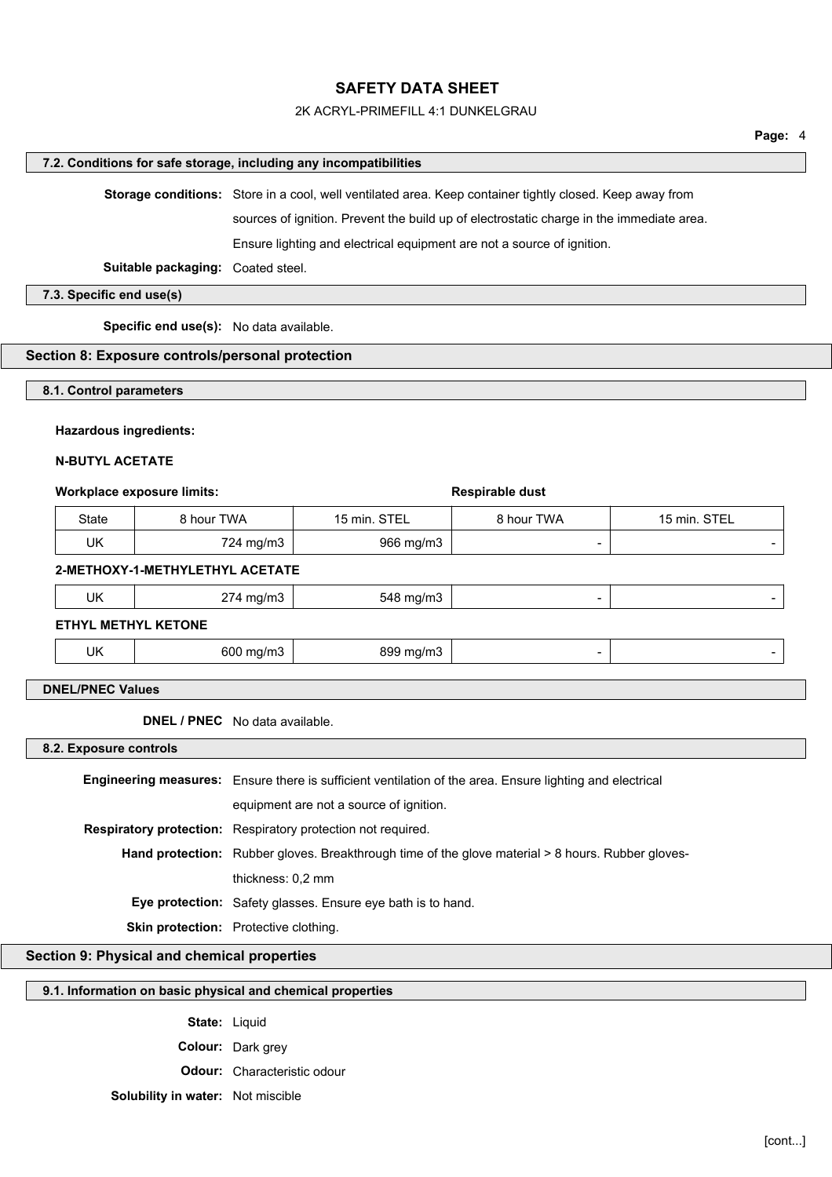### 7.2. Conditions for safe storage, including any incompatibilities

**Storage conditions:** Store in a cool, well ventilated area. Keep container tightly closed. Keep away from sources of ignition. Prevent the build up of electrostatic charge in the immediate area. Ensure lighting and electrical equipment are not a source of ignition.

**Suitable packaging:** Coated steel.

### 7.3. Specific end use(s)

**Specific end use(s):** No data available.

## Section 8: Exposure controls/personal protection

### 8.1. Control parameters

**Hazardous ingredients:**

**N-BUTYL ACETATE**

**Workplace exposure limits:** | **Respirable dust**

| State | 8 hour TWA | 15 min. STEL | 8 hour TWA | 15 min. STEL |
|---|---|---|---|---|
| UK | 724 mg/m3 | 966 mg/m3 | - | - |

**2-METHOXY-1-METHYLETHYL ACETATE**

| State | 8 hour TWA | 15 min. STEL | 8 hour TWA | 15 min. STEL |
|---|---|---|---|---|
| UK | 274 mg/m3 | 548 mg/m3 | - | - |

**ETHYL METHYL KETONE**

| State | 8 hour TWA | 15 min. STEL | 8 hour TWA | 15 min. STEL |
|---|---|---|---|---|
| UK | 600 mg/m3 | 899 mg/m3 | - | - |

### DNEL/PNEC Values

**DNEL / PNEC** No data available.

### 8.2. Exposure controls

**Engineering measures:** Ensure there is sufficient ventilation of the area. Ensure lighting and electrical equipment are not a source of ignition.

**Respiratory protection:** Respiratory protection not required.

**Hand protection:** Rubber gloves. Breakthrough time of the glove material > 8 hours. Rubber gloves-thickness: 0,2 mm

**Eye protection:** Safety glasses. Ensure eye bath is to hand.

**Skin protection:** Protective clothing.

## Section 9: Physical and chemical properties

### 9.1. Information on basic physical and chemical properties

**State:** Liquid

**Colour:** Dark grey

**Odour:** Characteristic odour

**Solubility in water:** Not miscible

[cont...]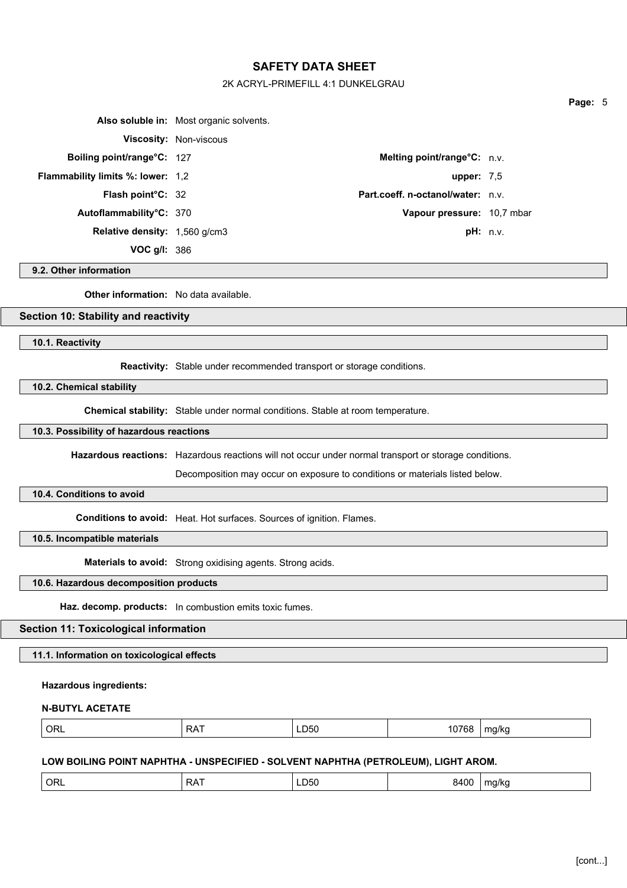**Also soluble in:** Most organic solvents.

**Viscosity:** Non-viscous

| | | | |
|---|---|---|---|
| **Boiling point/range°C:** | 127 | **Melting point/range°C:** | n.v. |
| **Flammability limits %: lower:** | 1,2 | **upper:** | 7,5 |
| **Flash point°C:** | 32 | **Part.coeff. n-octanol/water:** | n.v. |
| **Autoflammability°C:** | 370 | **Vapour pressure:** | 10,7 mbar |
| **Relative density:** | 1,560 g/cm3 | **pH:** | n.v. |
| **VOC g/l:** | 386 | | |

### 9.2. Other information

**Other information:** No data available.

## Section 10: Stability and reactivity

### 10.1. Reactivity

**Reactivity:** Stable under recommended transport or storage conditions.

### 10.2. Chemical stability

**Chemical stability:** Stable under normal conditions. Stable at room temperature.

### 10.3. Possibility of hazardous reactions

**Hazardous reactions:** Hazardous reactions will not occur under normal transport or storage conditions.

Decomposition may occur on exposure to conditions or materials listed below.

### 10.4. Conditions to avoid

**Conditions to avoid:** Heat. Hot surfaces. Sources of ignition. Flames.

### 10.5. Incompatible materials

**Materials to avoid:** Strong oxidising agents. Strong acids.

### 10.6. Hazardous decomposition products

**Haz. decomp. products:** In combustion emits toxic fumes.

## Section 11: Toxicological information

### 11.1. Information on toxicological effects

**Hazardous ingredients:**

**N-BUTYL ACETATE**

| | | | | |
|---|---|---|---|---|
| ORL | RAT | LD50 | 10768 | mg/kg |

**LOW BOILING POINT NAPHTHA - UNSPECIFIED - SOLVENT NAPHTHA (PETROLEUM), LIGHT AROM.**

| | | | | |
|---|---|---|---|---|
| ORL | RAT | LD50 | 8400 | mg/kg |

[cont...]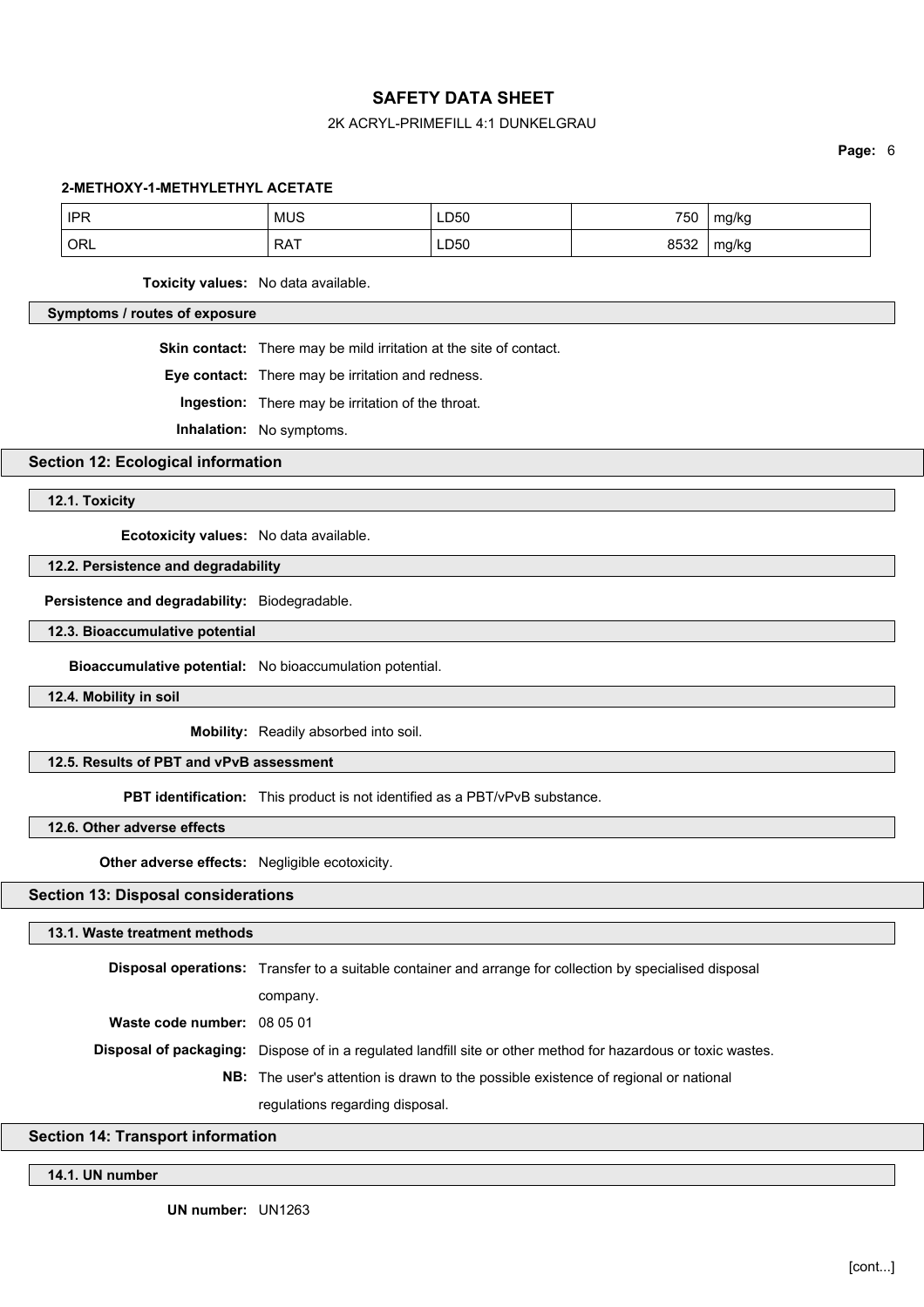**2-METHOXY-1-METHYLETHYL ACETATE**

| IPR | MUS | LD50 | 750 | mg/kg |
|---|---|---|---|---|
| ORL | RAT | LD50 | 8532 | mg/kg |

**Toxicity values:** No data available.

### Symptoms / routes of exposure

**Skin contact:** There may be mild irritation at the site of contact.

**Eye contact:** There may be irritation and redness.

**Ingestion:** There may be irritation of the throat.

**Inhalation:** No symptoms.

## Section 12: Ecological information

### 12.1. Toxicity

**Ecotoxicity values:** No data available.

### 12.2. Persistence and degradability

**Persistence and degradability:** Biodegradable.

### 12.3. Bioaccumulative potential

**Bioaccumulative potential:** No bioaccumulation potential.

### 12.4. Mobility in soil

**Mobility:** Readily absorbed into soil.

### 12.5. Results of PBT and vPvB assessment

**PBT identification:** This product is not identified as a PBT/vPvB substance.

### 12.6. Other adverse effects

**Other adverse effects:** Negligible ecotoxicity.

## Section 13: Disposal considerations

### 13.1. Waste treatment methods

**Disposal operations:** Transfer to a suitable container and arrange for collection by specialised disposal company.

**Waste code number:** 08 05 01

**Disposal of packaging:** Dispose of in a regulated landfill site or other method for hazardous or toxic wastes.

**NB:** The user's attention is drawn to the possible existence of regional or national regulations regarding disposal.

## Section 14: Transport information

### 14.1. UN number

**UN number:** UN1263

[cont...]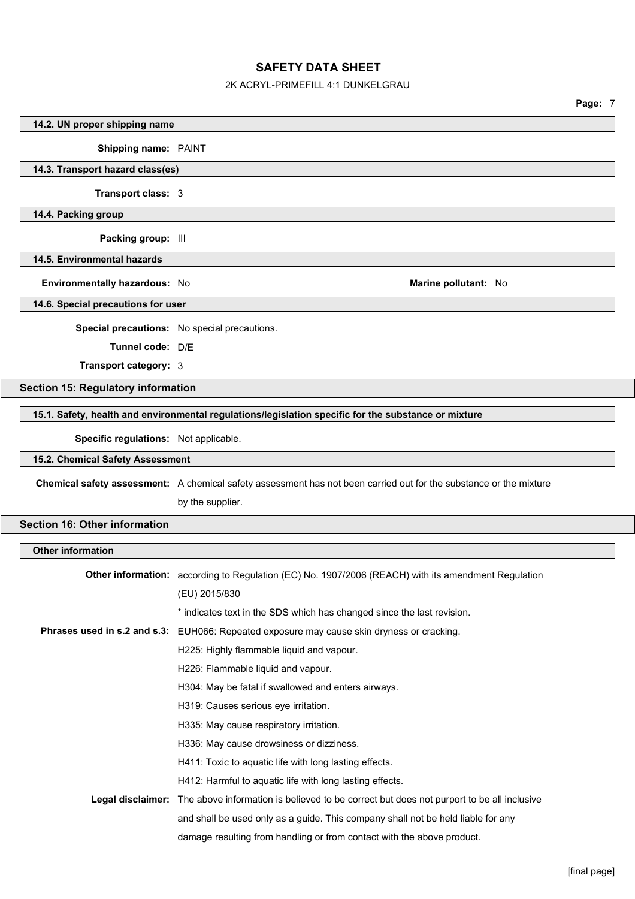### 14.2. UN proper shipping name

**Shipping name:** PAINT

### 14.3. Transport hazard class(es)

**Transport class:** 3

### 14.4. Packing group

**Packing group:** III

### 14.5. Environmental hazards

**Environmentally hazardous:** No

**Marine pollutant:** No

### 14.6. Special precautions for user

**Special precautions:** No special precautions.

**Tunnel code:** D/E

**Transport category:** 3

## Section 15: Regulatory information

### 15.1. Safety, health and environmental regulations/legislation specific for the substance or mixture

**Specific regulations:** Not applicable.

### 15.2. Chemical Safety Assessment

**Chemical safety assessment:** A chemical safety assessment has not been carried out for the substance or the mixture by the supplier.

## Section 16: Other information

### Other information

**Other information:** according to Regulation (EC) No. 1907/2006 (REACH) with its amendment Regulation (EU) 2015/830

* indicates text in the SDS which has changed since the last revision.

**Phrases used in s.2 and s.3:** EUH066: Repeated exposure may cause skin dryness or cracking.

H225: Highly flammable liquid and vapour.

H226: Flammable liquid and vapour.

H304: May be fatal if swallowed and enters airways.

H319: Causes serious eye irritation.

H335: May cause respiratory irritation.

H336: May cause drowsiness or dizziness.

H411: Toxic to aquatic life with long lasting effects.

H412: Harmful to aquatic life with long lasting effects.

**Legal disclaimer:** The above information is believed to be correct but does not purport to be all inclusive and shall be used only as a guide. This company shall not be held liable for any damage resulting from handling or from contact with the above product.

[final page]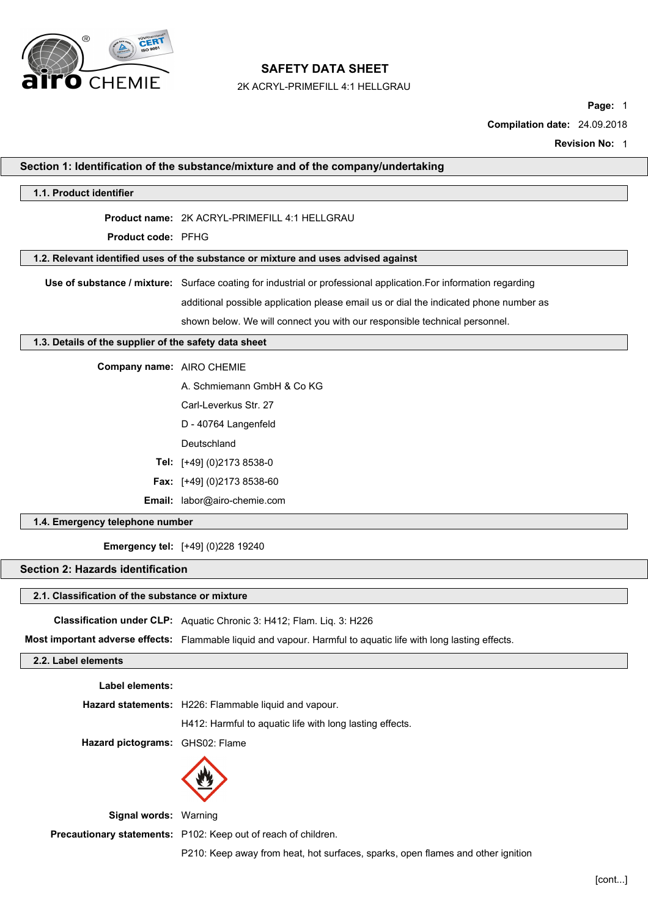# SAFETY DATA SHEET

2K ACRYL-PRIMEFILL 4:1 HELLGRAU

**Compilation date:** 24.09.2018

**Revision No:** 1

## Section 1: Identification of the substance/mixture and of the company/undertaking

### 1.1. Product identifier

**Product name:** 2K ACRYL-PRIMEFILL 4:1 HELLGRAU

**Product code:** PFHG

### 1.2. Relevant identified uses of the substance or mixture and uses advised against

**Use of substance / mixture:** Surface coating for industrial or professional application.For information regarding additional possible application please email us or dial the indicated phone number as shown below. We will connect you with our responsible technical personnel.

### 1.3. Details of the supplier of the safety data sheet

**Company name:** AIRO CHEMIE

A. Schmiemann GmbH & Co KG

Carl-Leverkus Str. 27

D - 40764 Langenfeld

Deutschland

**Tel:** [+49] (0)2173 8538-0

**Fax:** [+49] (0)2173 8538-60

**Email:** labor@airo-chemie.com

### 1.4. Emergency telephone number

**Emergency tel:** [+49] (0)228 19240

## Section 2: Hazards identification

### 2.1. Classification of the substance or mixture

**Classification under CLP:** Aquatic Chronic 3: H412; Flam. Liq. 3: H226

**Most important adverse effects:** Flammable liquid and vapour. Harmful to aquatic life with long lasting effects.

### 2.2. Label elements

**Label elements:**

**Hazard statements:** H226: Flammable liquid and vapour.

H412: Harmful to aquatic life with long lasting effects.

**Hazard pictograms:** GHS02: Flame

**Signal words:** Warning

**Precautionary statements:** P102: Keep out of reach of children.

P210: Keep away from heat, hot surfaces, sparks, open flames and other ignition

[cont...]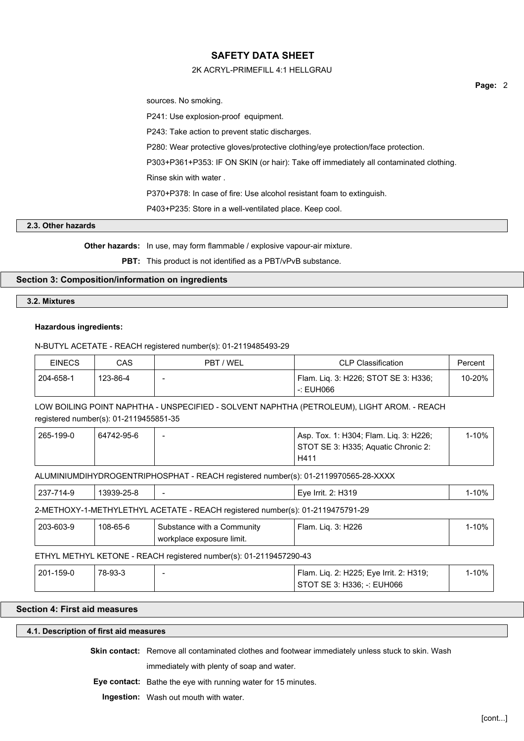sources. No smoking.

P241: Use explosion-proof equipment.

P243: Take action to prevent static discharges.

P280: Wear protective gloves/protective clothing/eye protection/face protection.

P303+P361+P353: IF ON SKIN (or hair): Take off immediately all contaminated clothing. Rinse skin with water .

P370+P378: In case of fire: Use alcohol resistant foam to extinguish.

P403+P235: Store in a well-ventilated place. Keep cool.

### 2.3. Other hazards

**Other hazards:** In use, may form flammable / explosive vapour-air mixture.

**PBT:** This product is not identified as a PBT/vPvB substance.

## Section 3: Composition/information on ingredients

### 3.2. Mixtures

**Hazardous ingredients:**

N-BUTYL ACETATE - REACH registered number(s): 01-2119485493-29

| EINECS | CAS | PBT / WEL | CLP Classification | Percent |
|---|---|---|---|---|
| 204-658-1 | 123-86-4 | - | Flam. Liq. 3: H226; STOT SE 3: H336; -: EUH066 | 10-20% |

LOW BOILING POINT NAPHTHA - UNSPECIFIED - SOLVENT NAPHTHA (PETROLEUM), LIGHT AROM. - REACH registered number(s): 01-2119455851-35

| EINECS | CAS | PBT / WEL | CLP Classification | Percent |
|---|---|---|---|---|
| 265-199-0 | 64742-95-6 | - | Asp. Tox. 1: H304; Flam. Liq. 3: H226; STOT SE 3: H335; Aquatic Chronic 2: H411 | 1-10% |

ALUMINIUMDIHYDROGENTRIPHOSPHAT - REACH registered number(s): 01-2119970565-28-XXXX

| EINECS | CAS | PBT / WEL | CLP Classification | Percent |
|---|---|---|---|---|
| 237-714-9 | 13939-25-8 | - | Eye Irrit. 2: H319 | 1-10% |

2-METHOXY-1-METHYLETHYL ACETATE - REACH registered number(s): 01-2119475791-29

| EINECS | CAS | PBT / WEL | CLP Classification | Percent |
|---|---|---|---|---|
| 203-603-9 | 108-65-6 | Substance with a Community workplace exposure limit. | Flam. Liq. 3: H226 | 1-10% |

ETHYL METHYL KETONE - REACH registered number(s): 01-2119457290-43

| EINECS | CAS | PBT / WEL | CLP Classification | Percent |
|---|---|---|---|---|
| 201-159-0 | 78-93-3 | - | Flam. Liq. 2: H225; Eye Irrit. 2: H319; STOT SE 3: H336; -: EUH066 | 1-10% |

## Section 4: First aid measures

### 4.1. Description of first aid measures

**Skin contact:** Remove all contaminated clothes and footwear immediately unless stuck to skin. Wash immediately with plenty of soap and water.

**Eye contact:** Bathe the eye with running water for 15 minutes.

**Ingestion:** Wash out mouth with water.

[cont...]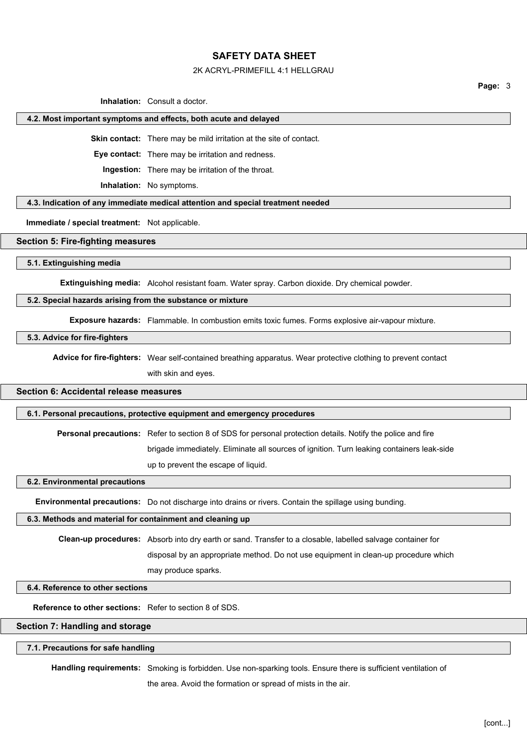**Inhalation:** Consult a doctor.

### 4.2. Most important symptoms and effects, both acute and delayed

**Skin contact:** There may be mild irritation at the site of contact.

**Eye contact:** There may be irritation and redness.

**Ingestion:** There may be irritation of the throat.

**Inhalation:** No symptoms.

### 4.3. Indication of any immediate medical attention and special treatment needed

**Immediate / special treatment:** Not applicable.

## Section 5: Fire-fighting measures

### 5.1. Extinguishing media

**Extinguishing media:** Alcohol resistant foam. Water spray. Carbon dioxide. Dry chemical powder.

### 5.2. Special hazards arising from the substance or mixture

**Exposure hazards:** Flammable. In combustion emits toxic fumes. Forms explosive air-vapour mixture.

### 5.3. Advice for fire-fighters

**Advice for fire-fighters:** Wear self-contained breathing apparatus. Wear protective clothing to prevent contact with skin and eyes.

## Section 6: Accidental release measures

### 6.1. Personal precautions, protective equipment and emergency procedures

**Personal precautions:** Refer to section 8 of SDS for personal protection details. Notify the police and fire brigade immediately. Eliminate all sources of ignition. Turn leaking containers leak-side up to prevent the escape of liquid.

### 6.2. Environmental precautions

**Environmental precautions:** Do not discharge into drains or rivers. Contain the spillage using bunding.

### 6.3. Methods and material for containment and cleaning up

**Clean-up procedures:** Absorb into dry earth or sand. Transfer to a closable, labelled salvage container for disposal by an appropriate method. Do not use equipment in clean-up procedure which may produce sparks.

### 6.4. Reference to other sections

**Reference to other sections:** Refer to section 8 of SDS.

## Section 7: Handling and storage

### 7.1. Precautions for safe handling

**Handling requirements:** Smoking is forbidden. Use non-sparking tools. Ensure there is sufficient ventilation of the area. Avoid the formation or spread of mists in the air.

[cont...]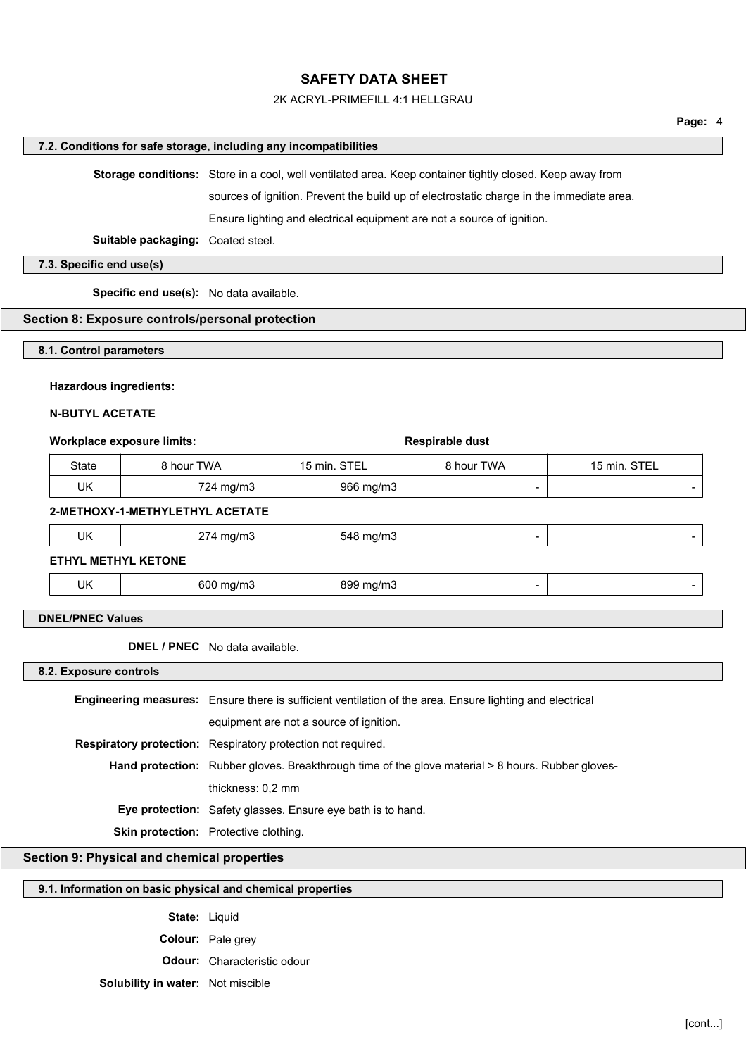### 7.2. Conditions for safe storage, including any incompatibilities

**Storage conditions:** Store in a cool, well ventilated area. Keep container tightly closed. Keep away from sources of ignition. Prevent the build up of electrostatic charge in the immediate area. Ensure lighting and electrical equipment are not a source of ignition.

**Suitable packaging:** Coated steel.

### 7.3. Specific end use(s)

**Specific end use(s):** No data available.

## Section 8: Exposure controls/personal protection

### 8.1. Control parameters

**Hazardous ingredients:**

**N-BUTYL ACETATE**

**Workplace exposure limits:** **Respirable dust**

| State | 8 hour TWA | 15 min. STEL | 8 hour TWA | 15 min. STEL |
|---|---|---|---|---|
| UK | 724 mg/m3 | 966 mg/m3 | - | - |
| **2-METHOXY-1-METHYLETHYL ACETATE** | | | | |
| UK | 274 mg/m3 | 548 mg/m3 | - | - |
| **ETHYL METHYL KETONE** | | | | |
| UK | 600 mg/m3 | 899 mg/m3 | - | - |

### DNEL/PNEC Values

**DNEL / PNEC** No data available.

### 8.2. Exposure controls

**Engineering measures:** Ensure there is sufficient ventilation of the area. Ensure lighting and electrical equipment are not a source of ignition.

**Respiratory protection:** Respiratory protection not required.

**Hand protection:** Rubber gloves. Breakthrough time of the glove material > 8 hours. Rubber gloves- thickness: 0,2 mm

**Eye protection:** Safety glasses. Ensure eye bath is to hand.

**Skin protection:** Protective clothing.

## Section 9: Physical and chemical properties

### 9.1. Information on basic physical and chemical properties

**State:** Liquid

**Colour:** Pale grey

**Odour:** Characteristic odour

**Solubility in water:** Not miscible

[cont...]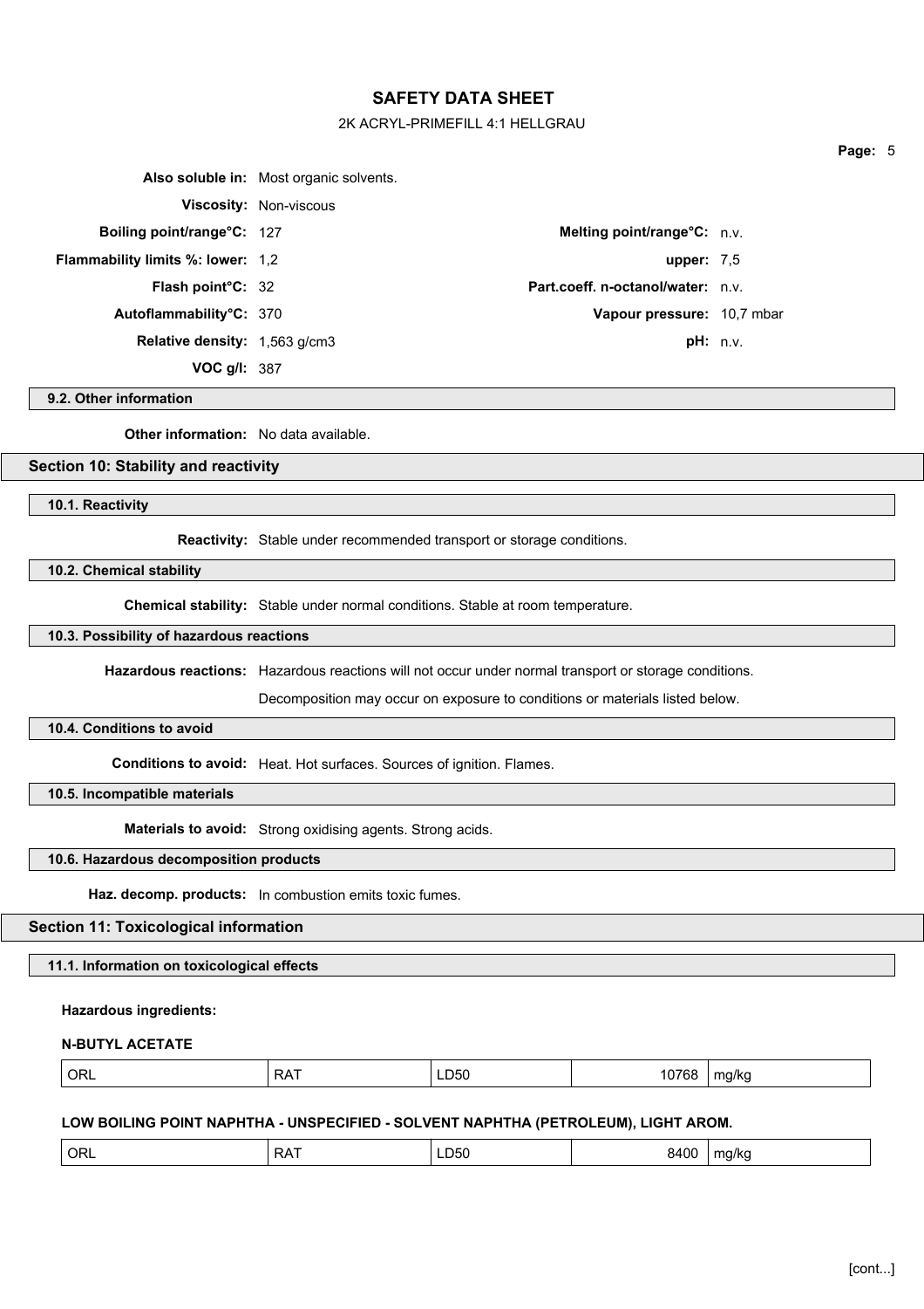| | | | |
|---|---|---|---|
| **Also soluble in:** | Most organic solvents. | | |
| **Viscosity:** | Non-viscous | | |
| **Boiling point/range°C:** | 127 | **Melting point/range°C:** | n.v. |
| **Flammability limits %: lower:** | 1,2 | **upper:** | 7,5 |
| **Flash point°C:** | 32 | **Part.coeff. n-octanol/water:** | n.v. |
| **Autoflammability°C:** | 370 | **Vapour pressure:** | 10,7 mbar |
| **Relative density:** | 1,563 g/cm3 | **pH:** | n.v. |
| **VOC g/l:** | 387 | | |

### 9.2. Other information

**Other information:** No data available.

## Section 10: Stability and reactivity

### 10.1. Reactivity

**Reactivity:** Stable under recommended transport or storage conditions.

### 10.2. Chemical stability

**Chemical stability:** Stable under normal conditions. Stable at room temperature.

### 10.3. Possibility of hazardous reactions

**Hazardous reactions:** Hazardous reactions will not occur under normal transport or storage conditions.

Decomposition may occur on exposure to conditions or materials listed below.

### 10.4. Conditions to avoid

**Conditions to avoid:** Heat. Hot surfaces. Sources of ignition. Flames.

### 10.5. Incompatible materials

**Materials to avoid:** Strong oxidising agents. Strong acids.

### 10.6. Hazardous decomposition products

**Haz. decomp. products:** In combustion emits toxic fumes.

## Section 11: Toxicological information

### 11.1. Information on toxicological effects

**Hazardous ingredients:**

**N-BUTYL ACETATE**

| | | | | |
|---|---|---|---|---|
| ORL | RAT | LD50 | 10768 | mg/kg |

**LOW BOILING POINT NAPHTHA - UNSPECIFIED - SOLVENT NAPHTHA (PETROLEUM), LIGHT AROM.**

| | | | | |
|---|---|---|---|---|
| ORL | RAT | LD50 | 8400 | mg/kg |

[cont...]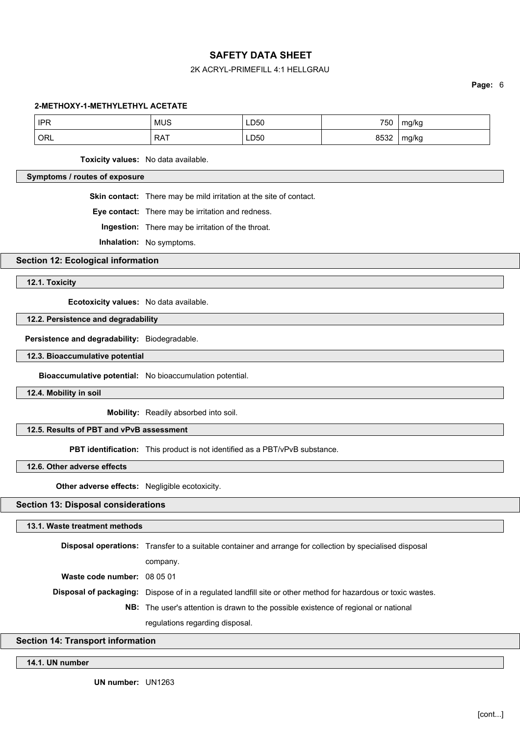**2-METHOXY-1-METHYLETHYL ACETATE**

| IPR | MUS | LD50 | 750 | mg/kg |
|---|---|---|---|---|
| ORL | RAT | LD50 | 8532 | mg/kg |

**Toxicity values:** No data available.

### Symptoms / routes of exposure

**Skin contact:** There may be mild irritation at the site of contact.

**Eye contact:** There may be irritation and redness.

**Ingestion:** There may be irritation of the throat.

**Inhalation:** No symptoms.

## Section 12: Ecological information

### 12.1. Toxicity

**Ecotoxicity values:** No data available.

### 12.2. Persistence and degradability

**Persistence and degradability:** Biodegradable.

### 12.3. Bioaccumulative potential

**Bioaccumulative potential:** No bioaccumulation potential.

### 12.4. Mobility in soil

**Mobility:** Readily absorbed into soil.

### 12.5. Results of PBT and vPvB assessment

**PBT identification:** This product is not identified as a PBT/vPvB substance.

### 12.6. Other adverse effects

**Other adverse effects:** Negligible ecotoxicity.

## Section 13: Disposal considerations

### 13.1. Waste treatment methods

**Disposal operations:** Transfer to a suitable container and arrange for collection by specialised disposal company.

**Waste code number:** 08 05 01

**Disposal of packaging:** Dispose of in a regulated landfill site or other method for hazardous or toxic wastes.

**NB:** The user's attention is drawn to the possible existence of regional or national regulations regarding disposal.

## Section 14: Transport information

### 14.1. UN number

**UN number:** UN1263

[cont...]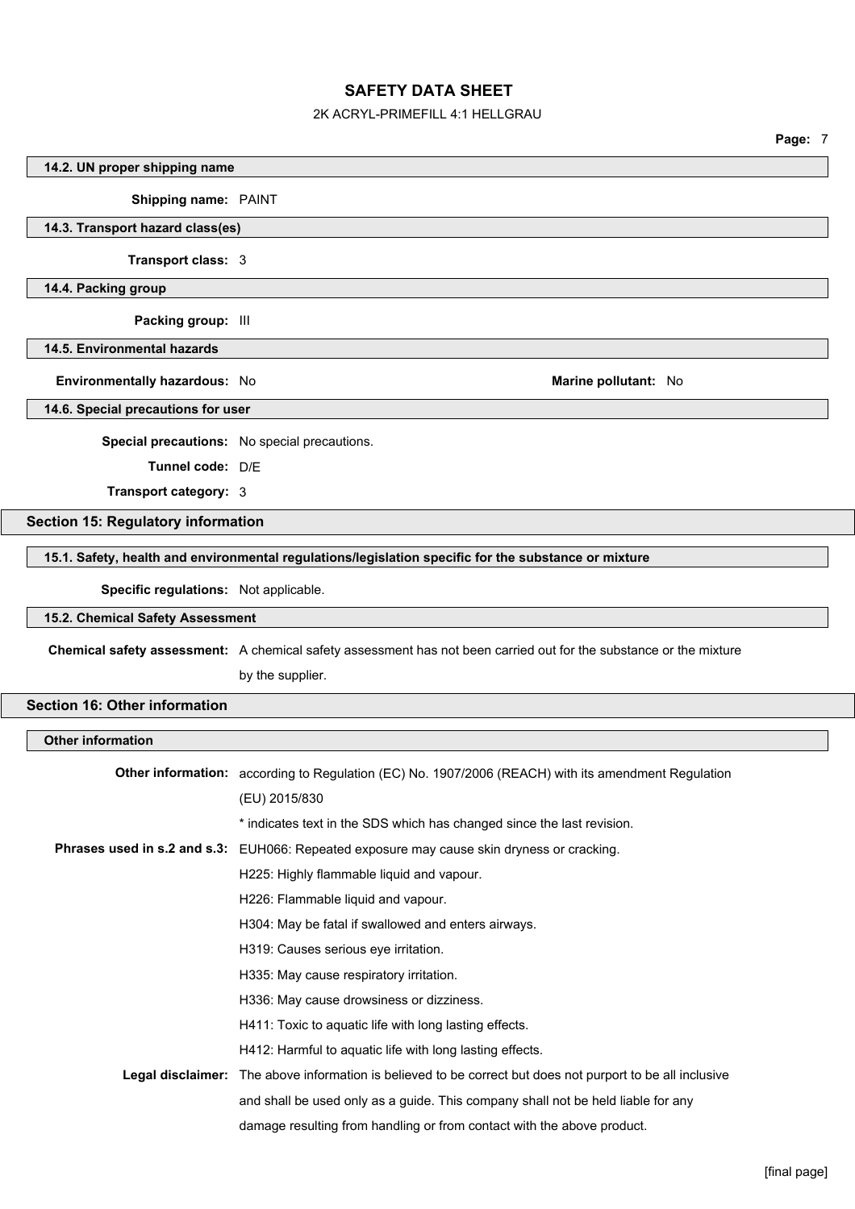### 14.2. UN proper shipping name

**Shipping name:** PAINT

### 14.3. Transport hazard class(es)

**Transport class:** 3

### 14.4. Packing group

**Packing group:** III

### 14.5. Environmental hazards

**Environmentally hazardous:** No **Marine pollutant:** No

### 14.6. Special precautions for user

**Special precautions:** No special precautions.

**Tunnel code:** D/E

**Transport category:** 3

## Section 15: Regulatory information

### 15.1. Safety, health and environmental regulations/legislation specific for the substance or mixture

**Specific regulations:** Not applicable.

### 15.2. Chemical Safety Assessment

**Chemical safety assessment:** A chemical safety assessment has not been carried out for the substance or the mixture by the supplier.

## Section 16: Other information

### Other information

**Other information:** according to Regulation (EC) No. 1907/2006 (REACH) with its amendment Regulation (EU) 2015/830

* indicates text in the SDS which has changed since the last revision.

**Phrases used in s.2 and s.3:** EUH066: Repeated exposure may cause skin dryness or cracking.

H225: Highly flammable liquid and vapour.

H226: Flammable liquid and vapour.

H304: May be fatal if swallowed and enters airways.

H319: Causes serious eye irritation.

H335: May cause respiratory irritation.

H336: May cause drowsiness or dizziness.

H411: Toxic to aquatic life with long lasting effects.

H412: Harmful to aquatic life with long lasting effects.

**Legal disclaimer:** The above information is believed to be correct but does not purport to be all inclusive and shall be used only as a guide. This company shall not be held liable for any damage resulting from handling or from contact with the above product.

[final page]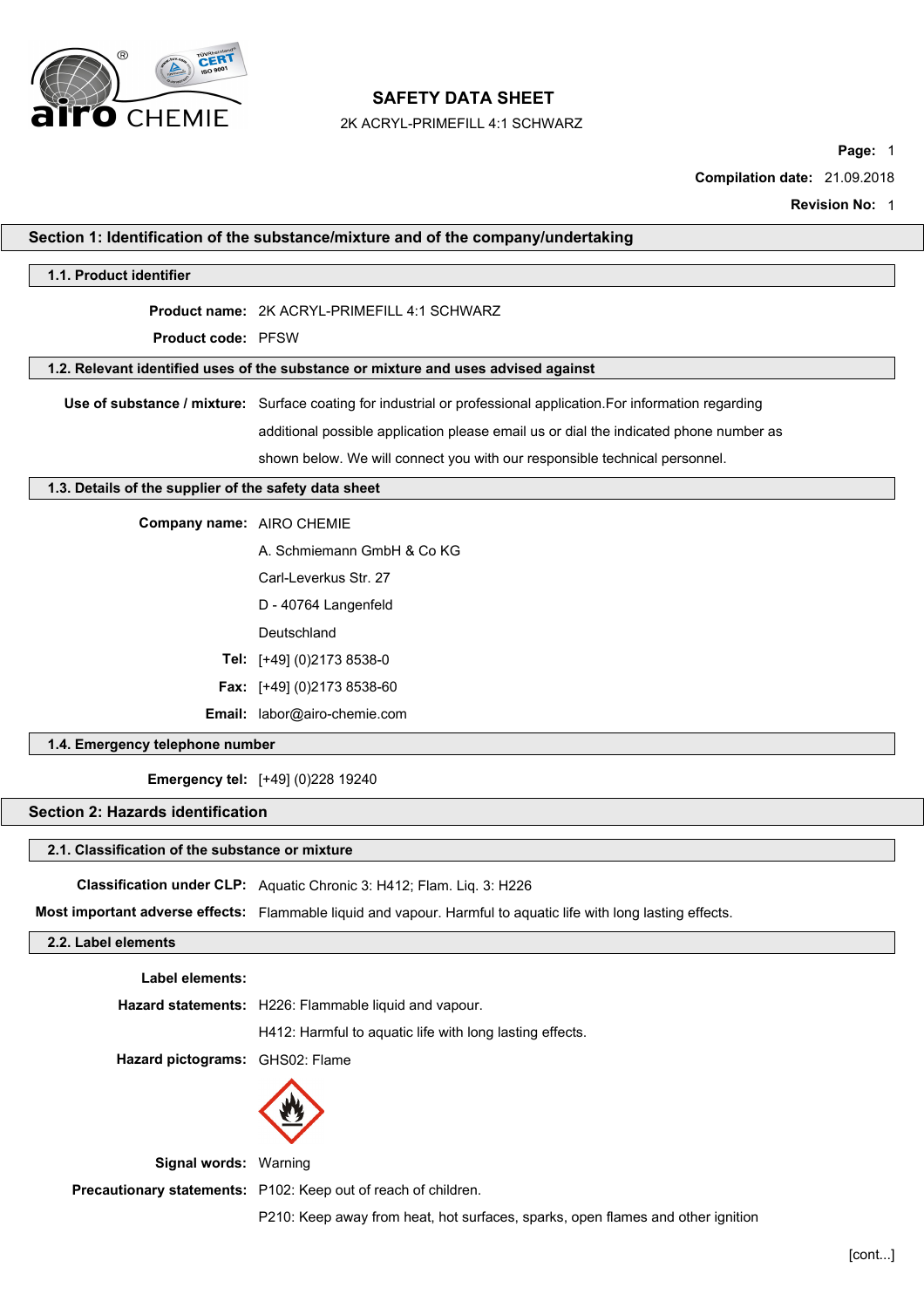# SAFETY DATA SHEET

2K ACRYL-PRIMEFILL 4:1 SCHWARZ

**Compilation date:** 21.09.2018

**Revision No:** 1

## Section 1: Identification of the substance/mixture and of the company/undertaking

### 1.1. Product identifier

**Product name:** 2K ACRYL-PRIMEFILL 4:1 SCHWARZ

**Product code:** PFSW

### 1.2. Relevant identified uses of the substance or mixture and uses advised against

**Use of substance / mixture:** Surface coating for industrial or professional application.For information regarding additional possible application please email us or dial the indicated phone number as shown below. We will connect you with our responsible technical personnel.

### 1.3. Details of the supplier of the safety data sheet

**Company name:** AIRO CHEMIE

A. Schmiemann GmbH & Co KG

Carl-Leverkus Str. 27

D - 40764 Langenfeld

Deutschland

**Tel:** [+49] (0)2173 8538-0

**Fax:** [+49] (0)2173 8538-60

**Email:** labor@airo-chemie.com

### 1.4. Emergency telephone number

**Emergency tel:** [+49] (0)228 19240

## Section 2: Hazards identification

### 2.1. Classification of the substance or mixture

**Classification under CLP:** Aquatic Chronic 3: H412; Flam. Liq. 3: H226

**Most important adverse effects:** Flammable liquid and vapour. Harmful to aquatic life with long lasting effects.

### 2.2. Label elements

**Label elements:**

**Hazard statements:** H226: Flammable liquid and vapour.

H412: Harmful to aquatic life with long lasting effects.

**Hazard pictograms:** GHS02: Flame

**Signal words:** Warning

**Precautionary statements:** P102: Keep out of reach of children.

P210: Keep away from heat, hot surfaces, sparks, open flames and other ignition

[cont...]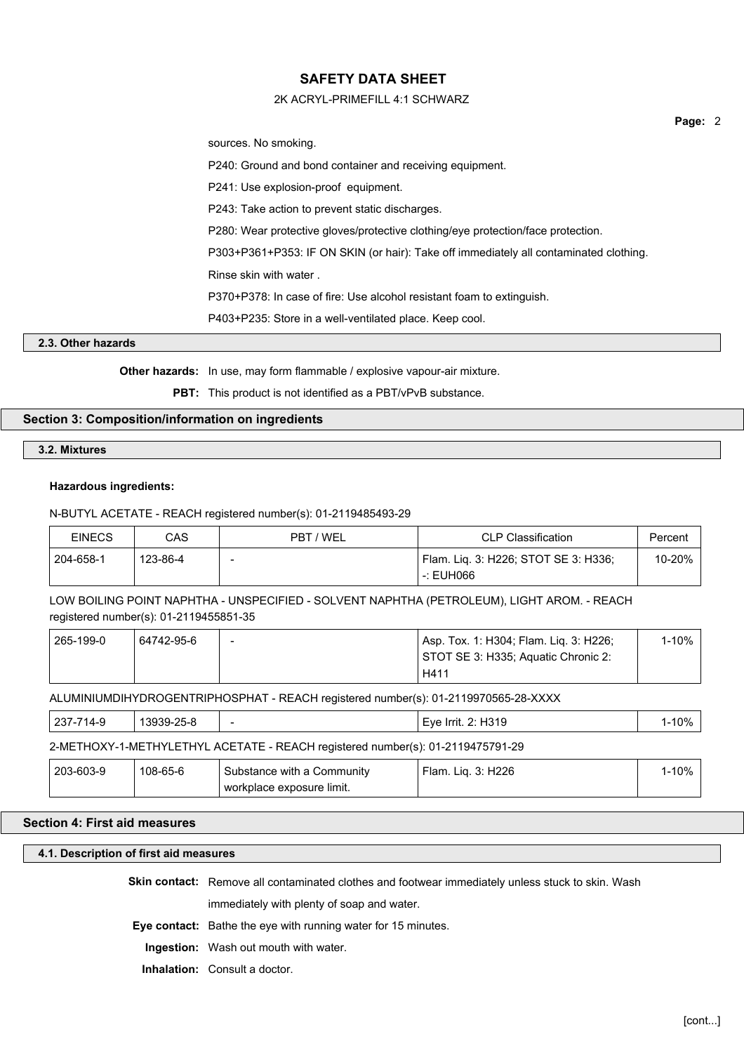sources. No smoking.

P240: Ground and bond container and receiving equipment.

P241: Use explosion-proof equipment.

P243: Take action to prevent static discharges.

P280: Wear protective gloves/protective clothing/eye protection/face protection.

P303+P361+P353: IF ON SKIN (or hair): Take off immediately all contaminated clothing. Rinse skin with water .

P370+P378: In case of fire: Use alcohol resistant foam to extinguish.

P403+P235: Store in a well-ventilated place. Keep cool.

### 2.3. Other hazards

**Other hazards:** In use, may form flammable / explosive vapour-air mixture.

**PBT:** This product is not identified as a PBT/vPvB substance.

## Section 3: Composition/information on ingredients

### 3.2. Mixtures

**Hazardous ingredients:**

N-BUTYL ACETATE - REACH registered number(s): 01-2119485493-29

| EINECS | CAS | PBT / WEL | CLP Classification | Percent |
|---|---|---|---|---|
| 204-658-1 | 123-86-4 | - | Flam. Liq. 3: H226; STOT SE 3: H336; -: EUH066 | 10-20% |

LOW BOILING POINT NAPHTHA - UNSPECIFIED - SOLVENT NAPHTHA (PETROLEUM), LIGHT AROM. - REACH registered number(s): 01-2119455851-35

| EINECS | CAS | PBT / WEL | CLP Classification | Percent |
|---|---|---|---|---|
| 265-199-0 | 64742-95-6 | - | Asp. Tox. 1: H304; Flam. Liq. 3: H226; STOT SE 3: H335; Aquatic Chronic 2: H411 | 1-10% |

ALUMINIUMDIHYDROGENTRIPHOSPHAT - REACH registered number(s): 01-2119970565-28-XXXX

| EINECS | CAS | PBT / WEL | CLP Classification | Percent |
|---|---|---|---|---|
| 237-714-9 | 13939-25-8 | - | Eye Irrit. 2: H319 | 1-10% |

2-METHOXY-1-METHYLETHYL ACETATE - REACH registered number(s): 01-2119475791-29

| EINECS | CAS | PBT / WEL | CLP Classification | Percent |
|---|---|---|---|---|
| 203-603-9 | 108-65-6 | Substance with a Community workplace exposure limit. | Flam. Liq. 3: H226 | 1-10% |

## Section 4: First aid measures

### 4.1. Description of first aid measures

**Skin contact:** Remove all contaminated clothes and footwear immediately unless stuck to skin. Wash immediately with plenty of soap and water.

**Eye contact:** Bathe the eye with running water for 15 minutes.

**Ingestion:** Wash out mouth with water.

**Inhalation:** Consult a doctor.

[cont...]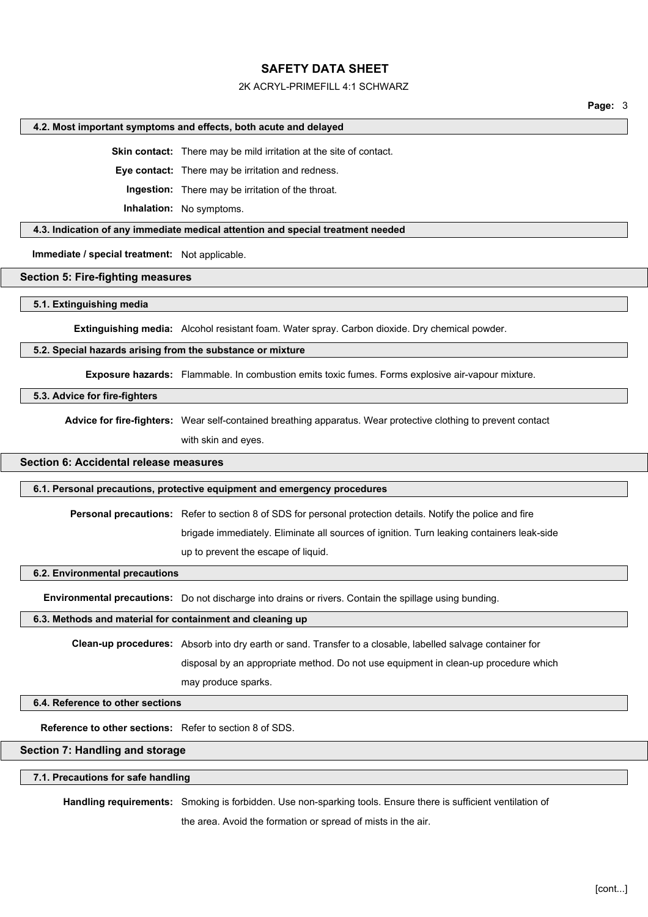### 4.2. Most important symptoms and effects, both acute and delayed

**Skin contact:** There may be mild irritation at the site of contact.

**Eye contact:** There may be irritation and redness.

**Ingestion:** There may be irritation of the throat.

**Inhalation:** No symptoms.

### 4.3. Indication of any immediate medical attention and special treatment needed

**Immediate / special treatment:** Not applicable.

## Section 5: Fire-fighting measures

### 5.1. Extinguishing media

**Extinguishing media:** Alcohol resistant foam. Water spray. Carbon dioxide. Dry chemical powder.

### 5.2. Special hazards arising from the substance or mixture

**Exposure hazards:** Flammable. In combustion emits toxic fumes. Forms explosive air-vapour mixture.

### 5.3. Advice for fire-fighters

**Advice for fire-fighters:** Wear self-contained breathing apparatus. Wear protective clothing to prevent contact with skin and eyes.

## Section 6: Accidental release measures

### 6.1. Personal precautions, protective equipment and emergency procedures

**Personal precautions:** Refer to section 8 of SDS for personal protection details. Notify the police and fire brigade immediately. Eliminate all sources of ignition. Turn leaking containers leak-side up to prevent the escape of liquid.

### 6.2. Environmental precautions

**Environmental precautions:** Do not discharge into drains or rivers. Contain the spillage using bunding.

### 6.3. Methods and material for containment and cleaning up

**Clean-up procedures:** Absorb into dry earth or sand. Transfer to a closable, labelled salvage container for disposal by an appropriate method. Do not use equipment in clean-up procedure which may produce sparks.

### 6.4. Reference to other sections

**Reference to other sections:** Refer to section 8 of SDS.

## Section 7: Handling and storage

### 7.1. Precautions for safe handling

**Handling requirements:** Smoking is forbidden. Use non-sparking tools. Ensure there is sufficient ventilation of the area. Avoid the formation or spread of mists in the air.

[cont...]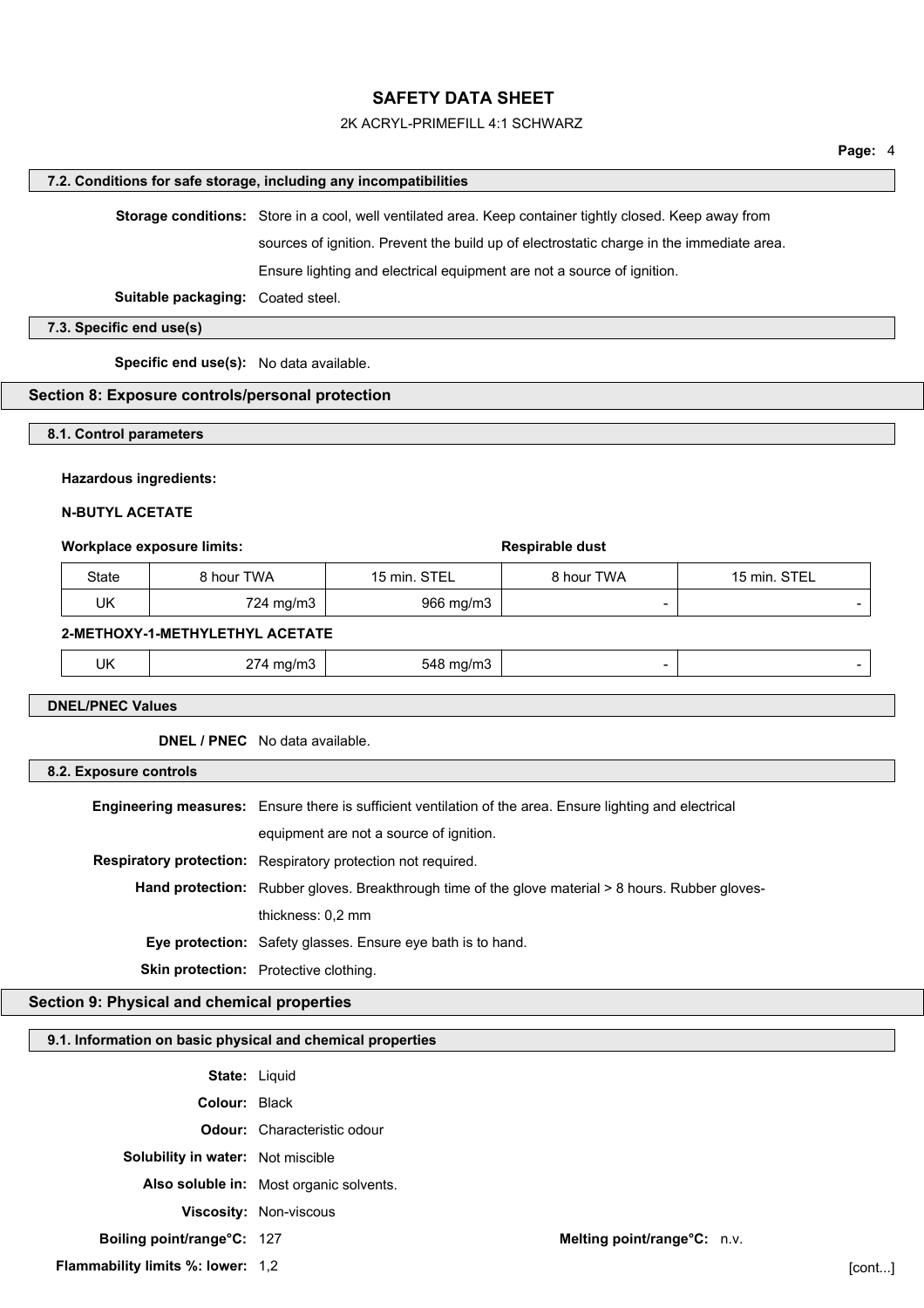### 7.2. Conditions for safe storage, including any incompatibilities

**Storage conditions:** Store in a cool, well ventilated area. Keep container tightly closed. Keep away from sources of ignition. Prevent the build up of electrostatic charge in the immediate area. Ensure lighting and electrical equipment are not a source of ignition.

**Suitable packaging:** Coated steel.

### 7.3. Specific end use(s)

**Specific end use(s):** No data available.

## Section 8: Exposure controls/personal protection

### 8.1. Control parameters

**Hazardous ingredients:**

**N-BUTYL ACETATE**

**Workplace exposure limits:** | | | **Respirable dust** | |

| State | 8 hour TWA | 15 min. STEL | 8 hour TWA | 15 min. STEL |
|---|---|---|---|---|
| UK | 724 mg/m3 | 966 mg/m3 | - | - |

**2-METHOXY-1-METHYLETHYL ACETATE**

| State | 8 hour TWA | 15 min. STEL | 8 hour TWA | 15 min. STEL |
|---|---|---|---|---|
| UK | 274 mg/m3 | 548 mg/m3 | - | - |

### DNEL/PNEC Values

**DNEL / PNEC** No data available.

### 8.2. Exposure controls

**Engineering measures:** Ensure there is sufficient ventilation of the area. Ensure lighting and electrical equipment are not a source of ignition.

**Respiratory protection:** Respiratory protection not required.

**Hand protection:** Rubber gloves. Breakthrough time of the glove material > 8 hours. Rubber gloves-thickness: 0,2 mm

**Eye protection:** Safety glasses. Ensure eye bath is to hand.

**Skin protection:** Protective clothing.

## Section 9: Physical and chemical properties

### 9.1. Information on basic physical and chemical properties

**State:** Liquid

**Colour:** Black

**Odour:** Characteristic odour

**Solubility in water:** Not miscible

**Also soluble in:** Most organic solvents.

**Viscosity:** Non-viscous

**Boiling point/range°C:** 127 **Melting point/range°C:** n.v.

**Flammability limits %: lower:** 1,2

[cont...]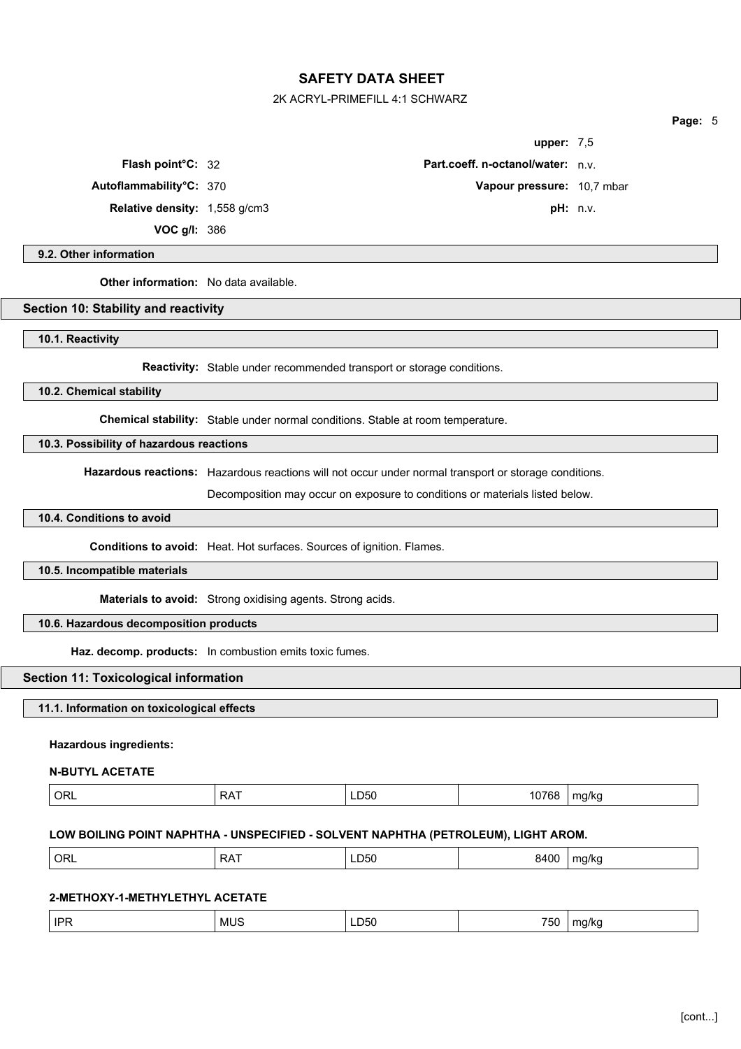| | | | |
|---|---|---|---|
| | | **upper:** | 7,5 |
| **Flash point°C:** | 32 | **Part.coeff. n-octanol/water:** | n.v. |
| **Autoflammability°C:** | 370 | **Vapour pressure:** | 10,7 mbar |
| **Relative density:** | 1,558 g/cm3 | **pH:** | n.v. |
| **VOC g/l:** | 386 | | |

### 9.2. Other information

**Other information:** No data available.

## Section 10: Stability and reactivity

### 10.1. Reactivity

**Reactivity:** Stable under recommended transport or storage conditions.

### 10.2. Chemical stability

**Chemical stability:** Stable under normal conditions. Stable at room temperature.

### 10.3. Possibility of hazardous reactions

**Hazardous reactions:** Hazardous reactions will not occur under normal transport or storage conditions.

Decomposition may occur on exposure to conditions or materials listed below.

### 10.4. Conditions to avoid

**Conditions to avoid:** Heat. Hot surfaces. Sources of ignition. Flames.

### 10.5. Incompatible materials

**Materials to avoid:** Strong oxidising agents. Strong acids.

### 10.6. Hazardous decomposition products

**Haz. decomp. products:** In combustion emits toxic fumes.

## Section 11: Toxicological information

### 11.1. Information on toxicological effects

**Hazardous ingredients:**

**N-BUTYL ACETATE**

| | | | | |
|---|---|---|---|---|
| ORL | RAT | LD50 | 10768 | mg/kg |

**LOW BOILING POINT NAPHTHA - UNSPECIFIED - SOLVENT NAPHTHA (PETROLEUM), LIGHT AROM.**

| | | | | |
|---|---|---|---|---|
| ORL | RAT | LD50 | 8400 | mg/kg |

**2-METHOXY-1-METHYLETHYL ACETATE**

| | | | | |
|---|---|---|---|---|
| IPR | MUS | LD50 | 750 | mg/kg |

[cont...]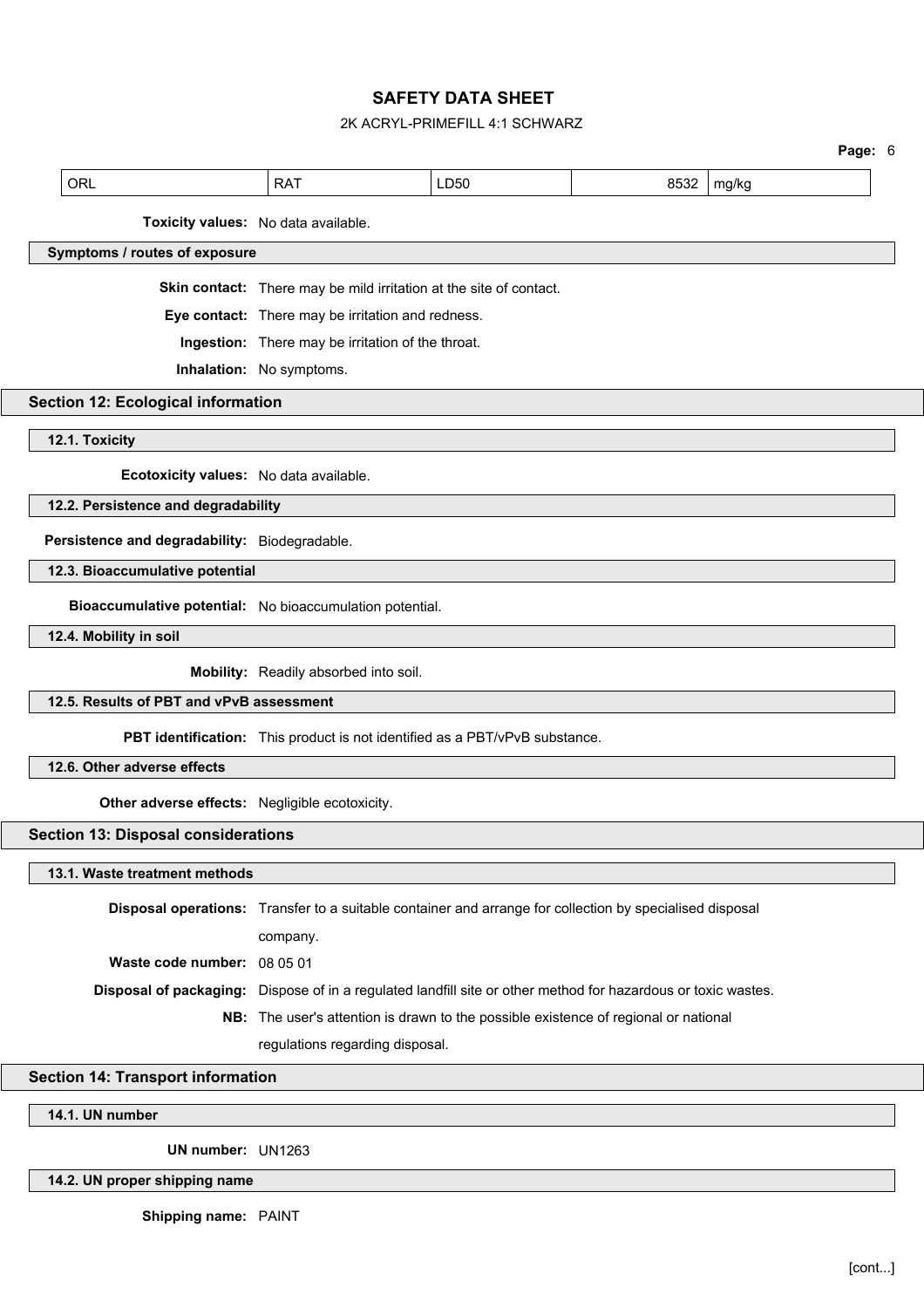| ORL | RAT | LD50 | 8532 | mg/kg |
|---|---|---|---|---|

**Toxicity values:** No data available.

### Symptoms / routes of exposure

**Skin contact:** There may be mild irritation at the site of contact.

**Eye contact:** There may be irritation and redness.

**Ingestion:** There may be irritation of the throat.

**Inhalation:** No symptoms.

## Section 12: Ecological information

### 12.1. Toxicity

**Ecotoxicity values:** No data available.

### 12.2. Persistence and degradability

**Persistence and degradability:** Biodegradable.

### 12.3. Bioaccumulative potential

**Bioaccumulative potential:** No bioaccumulation potential.

### 12.4. Mobility in soil

**Mobility:** Readily absorbed into soil.

### 12.5. Results of PBT and vPvB assessment

**PBT identification:** This product is not identified as a PBT/vPvB substance.

### 12.6. Other adverse effects

**Other adverse effects:** Negligible ecotoxicity.

## Section 13: Disposal considerations

### 13.1. Waste treatment methods

**Disposal operations:** Transfer to a suitable container and arrange for collection by specialised disposal company.

**Waste code number:** 08 05 01

**Disposal of packaging:** Dispose of in a regulated landfill site or other method for hazardous or toxic wastes.

**NB:** The user's attention is drawn to the possible existence of regional or national regulations regarding disposal.

## Section 14: Transport information

### 14.1. UN number

**UN number:** UN1263

### 14.2. UN proper shipping name

**Shipping name:** PAINT

[cont...]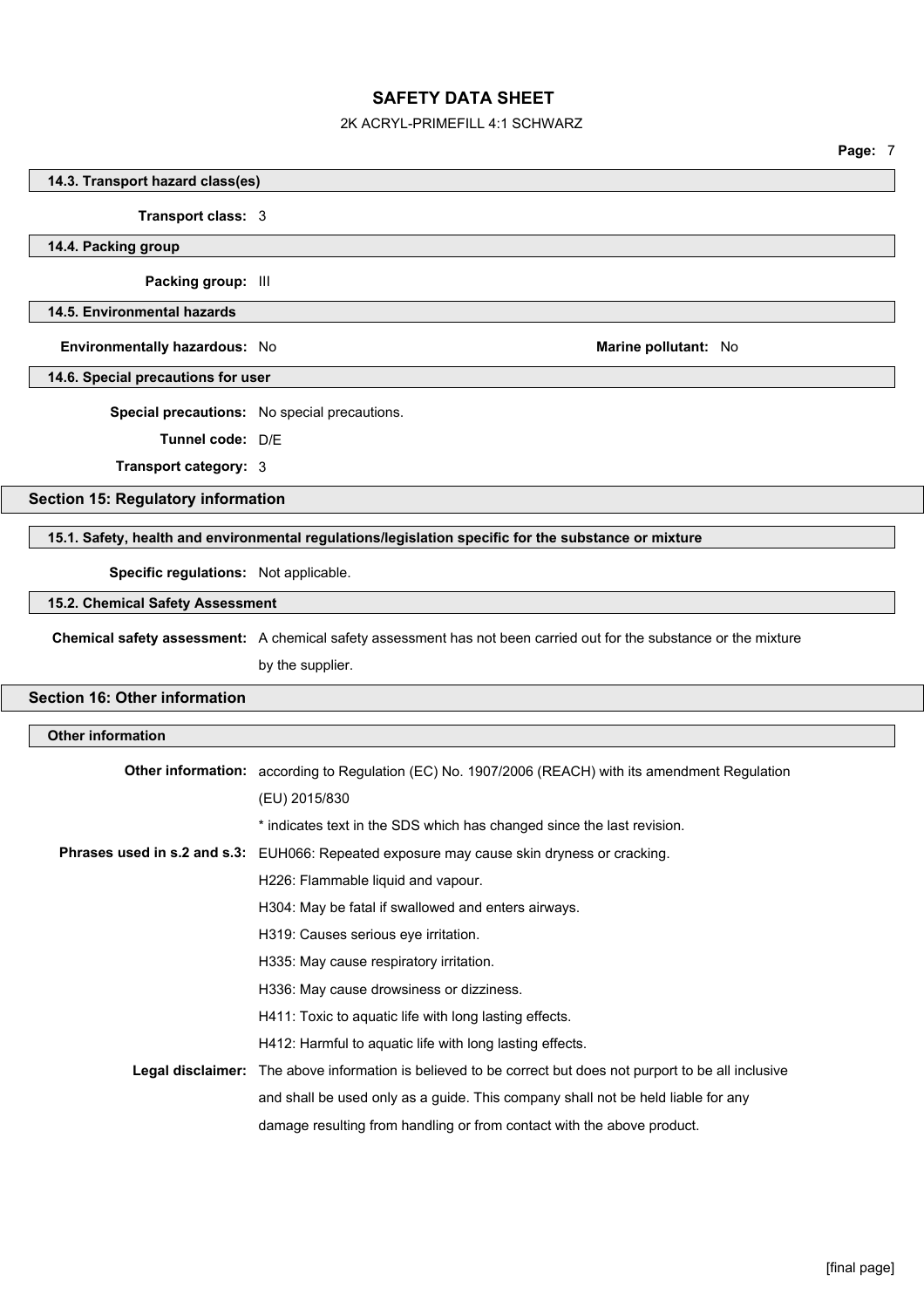### 14.3. Transport hazard class(es)

**Transport class:** 3

### 14.4. Packing group

**Packing group:** III

### 14.5. Environmentally hazards

**Environmentally hazardous:** No

**Marine pollutant:** No

### 14.6. Special precautions for user

**Special precautions:** No special precautions.

**Tunnel code:** D/E

**Transport category:** 3

## Section 15: Regulatory information

### 15.1. Safety, health and environmental regulations/legislation specific for the substance or mixture

**Specific regulations:** Not applicable.

### 15.2. Chemical Safety Assessment

**Chemical safety assessment:** A chemical safety assessment has not been carried out for the substance or the mixture by the supplier.

## Section 16: Other information

### Other information

**Other information:** according to Regulation (EC) No. 1907/2006 (REACH) with its amendment Regulation (EU) 2015/830

* indicates text in the SDS which has changed since the last revision.

**Phrases used in s.2 and s.3:** EUH066: Repeated exposure may cause skin dryness or cracking.

H226: Flammable liquid and vapour.

H304: May be fatal if swallowed and enters airways.

H319: Causes serious eye irritation.

H335: May cause respiratory irritation.

H336: May cause drowsiness or dizziness.

H411: Toxic to aquatic life with long lasting effects.

H412: Harmful to aquatic life with long lasting effects.

**Legal disclaimer:** The above information is believed to be correct but does not purport to be all inclusive and shall be used only as a guide. This company shall not be held liable for any damage resulting from handling or from contact with the above product.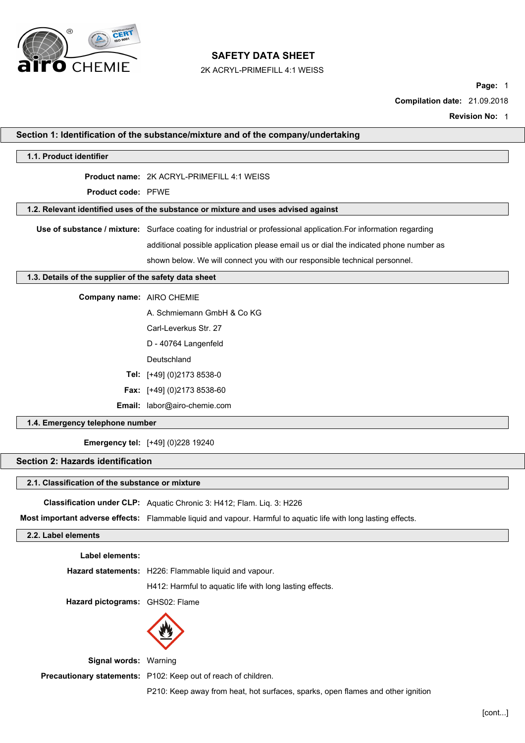# SAFETY DATA SHEET

2K ACRYL-PRIMEFILL 4:1 WEISS

**Page:** 1

**Compilation date:** 21.09.2018

**Revision No:** 1

## Section 1: Identification of the substance/mixture and of the company/undertaking

### 1.1. Product identifier

**Product name:** 2K ACRYL-PRIMEFILL 4:1 WEISS

**Product code:** PFWE

### 1.2. Relevant identified uses of the substance or mixture and uses advised against

**Use of substance / mixture:** Surface coating for industrial or professional application.For information regarding additional possible application please email us or dial the indicated phone number as shown below. We will connect you with our responsible technical personnel.

### 1.3. Details of the supplier of the safety data sheet

**Company name:** AIRO CHEMIE

A. Schmiemann GmbH & Co KG

Carl-Leverkus Str. 27

D - 40764 Langenfeld

Deutschland

**Tel:** [+49] (0)2173 8538-0

**Fax:** [+49] (0)2173 8538-60

**Email:** labor@airo-chemie.com

### 1.4. Emergency telephone number

**Emergency tel:** [+49] (0)228 19240

## Section 2: Hazards identification

### 2.1. Classification of the substance or mixture

**Classification under CLP:** Aquatic Chronic 3: H412; Flam. Liq. 3: H226

**Most important adverse effects:** Flammable liquid and vapour. Harmful to aquatic life with long lasting effects.

### 2.2. Label elements

**Label elements:**

**Hazard statements:** H226: Flammable liquid and vapour.

H412: Harmful to aquatic life with long lasting effects.

**Hazard pictograms:** GHS02: Flame

**Signal words:** Warning

**Precautionary statements:** P102: Keep out of reach of children.

P210: Keep away from heat, hot surfaces, sparks, open flames and other ignition

[cont...]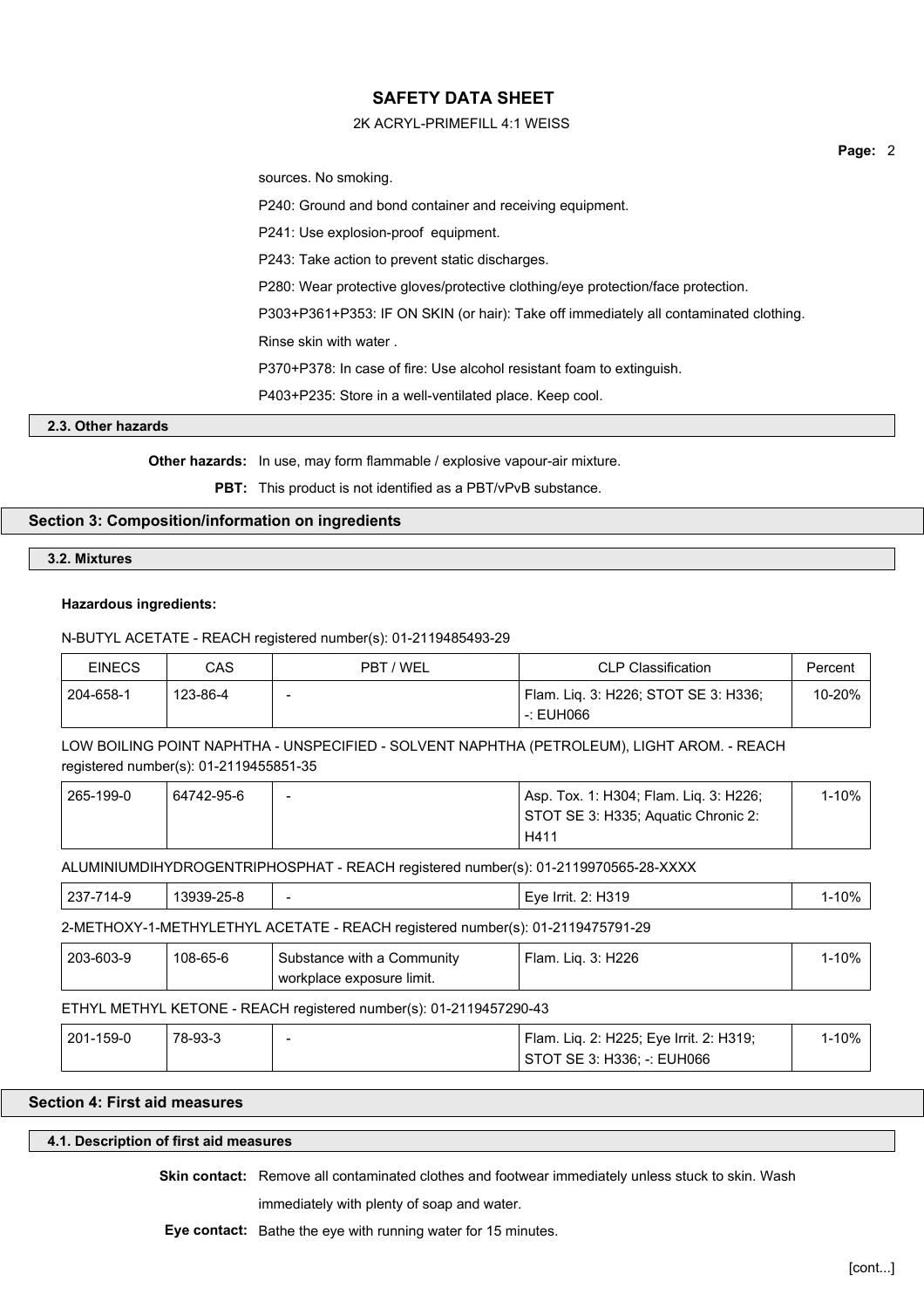sources. No smoking.

P240: Ground and bond container and receiving equipment.

P241: Use explosion-proof  equipment.

P243: Take action to prevent static discharges.

P280: Wear protective gloves/protective clothing/eye protection/face protection.

P303+P361+P353: IF ON SKIN (or hair): Take off immediately all contaminated clothing.

Rinse skin with water .

P370+P378: In case of fire: Use alcohol resistant foam to extinguish.

P403+P235: Store in a well-ventilated place. Keep cool.

### 2.3. Other hazards

**Other hazards:** In use, may form flammable / explosive vapour-air mixture.

**PBT:** This product is not identified as a PBT/vPvB substance.

## Section 3: Composition/information on ingredients

### 3.2. Mixtures

**Hazardous ingredients:**

N-BUTYL ACETATE - REACH registered number(s): 01-2119485493-29

| EINECS | CAS | PBT / WEL | CLP Classification | Percent |
|---|---|---|---|---|
| 204-658-1 | 123-86-4 | - | Flam. Liq. 3: H226; STOT SE 3: H336; -: EUH066 | 10-20% |

LOW BOILING POINT NAPHTHA - UNSPECIFIED - SOLVENT NAPHTHA (PETROLEUM), LIGHT AROM. - REACH registered number(s): 01-2119455851-35

| EINECS | CAS | PBT / WEL | CLP Classification | Percent |
|---|---|---|---|---|
| 265-199-0 | 64742-95-6 | - | Asp. Tox. 1: H304; Flam. Liq. 3: H226; STOT SE 3: H335; Aquatic Chronic 2: H411 | 1-10% |

ALUMINIUMDIHYDROGENTRIPHOSPHAT - REACH registered number(s): 01-2119970565-28-XXXX

| EINECS | CAS | PBT / WEL | CLP Classification | Percent |
|---|---|---|---|---|
| 237-714-9 | 13939-25-8 | - | Eye Irrit. 2: H319 | 1-10% |

2-METHOXY-1-METHYLETHYL ACETATE - REACH registered number(s): 01-2119475791-29

| EINECS | CAS | PBT / WEL | CLP Classification | Percent |
|---|---|---|---|---|
| 203-603-9 | 108-65-6 | Substance with a Community workplace exposure limit. | Flam. Liq. 3: H226 | 1-10% |

ETHYL METHYL KETONE - REACH registered number(s): 01-2119457290-43

| EINECS | CAS | PBT / WEL | CLP Classification | Percent |
|---|---|---|---|---|
| 201-159-0 | 78-93-3 | - | Flam. Liq. 2: H225; Eye Irrit. 2: H319; STOT SE 3: H336; -: EUH066 | 1-10% |

## Section 4: First aid measures

### 4.1. Description of first aid measures

**Skin contact:** Remove all contaminated clothes and footwear immediately unless stuck to skin. Wash immediately with plenty of soap and water.

**Eye contact:** Bathe the eye with running water for 15 minutes.

[cont...]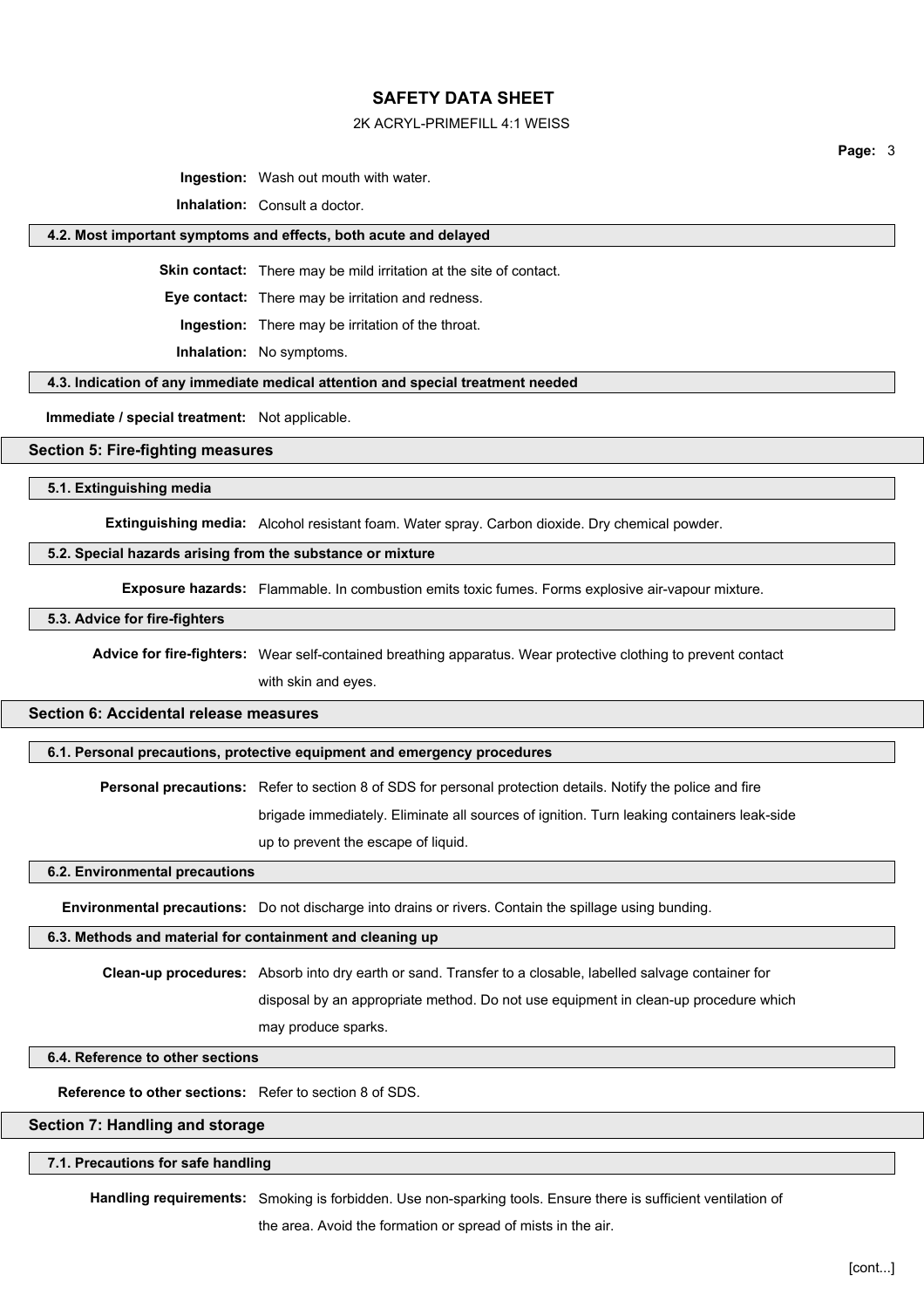**Ingestion:** Wash out mouth with water.

**Inhalation:** Consult a doctor.

### 4.2. Most important symptoms and effects, both acute and delayed

**Skin contact:** There may be mild irritation at the site of contact.

**Eye contact:** There may be irritation and redness.

**Ingestion:** There may be irritation of the throat.

**Inhalation:** No symptoms.

### 4.3. Indication of any immediate medical attention and special treatment needed

**Immediate / special treatment:** Not applicable.

## Section 5: Fire-fighting measures

### 5.1. Extinguishing media

**Extinguishing media:** Alcohol resistant foam. Water spray. Carbon dioxide. Dry chemical powder.

### 5.2. Special hazards arising from the substance or mixture

**Exposure hazards:** Flammable. In combustion emits toxic fumes. Forms explosive air-vapour mixture.

### 5.3. Advice for fire-fighters

**Advice for fire-fighters:** Wear self-contained breathing apparatus. Wear protective clothing to prevent contact with skin and eyes.

## Section 6: Accidental release measures

### 6.1. Personal precautions, protective equipment and emergency procedures

**Personal precautions:** Refer to section 8 of SDS for personal protection details. Notify the police and fire brigade immediately. Eliminate all sources of ignition. Turn leaking containers leak-side up to prevent the escape of liquid.

### 6.2. Environmental precautions

**Environmental precautions:** Do not discharge into drains or rivers. Contain the spillage using bunding.

### 6.3. Methods and material for containment and cleaning up

**Clean-up procedures:** Absorb into dry earth or sand. Transfer to a closable, labelled salvage container for disposal by an appropriate method. Do not use equipment in clean-up procedure which may produce sparks.

### 6.4. Reference to other sections

**Reference to other sections:** Refer to section 8 of SDS.

## Section 7: Handling and storage

### 7.1. Precautions for safe handling

**Handling requirements:** Smoking is forbidden. Use non-sparking tools. Ensure there is sufficient ventilation of the area. Avoid the formation or spread of mists in the air.

[cont...]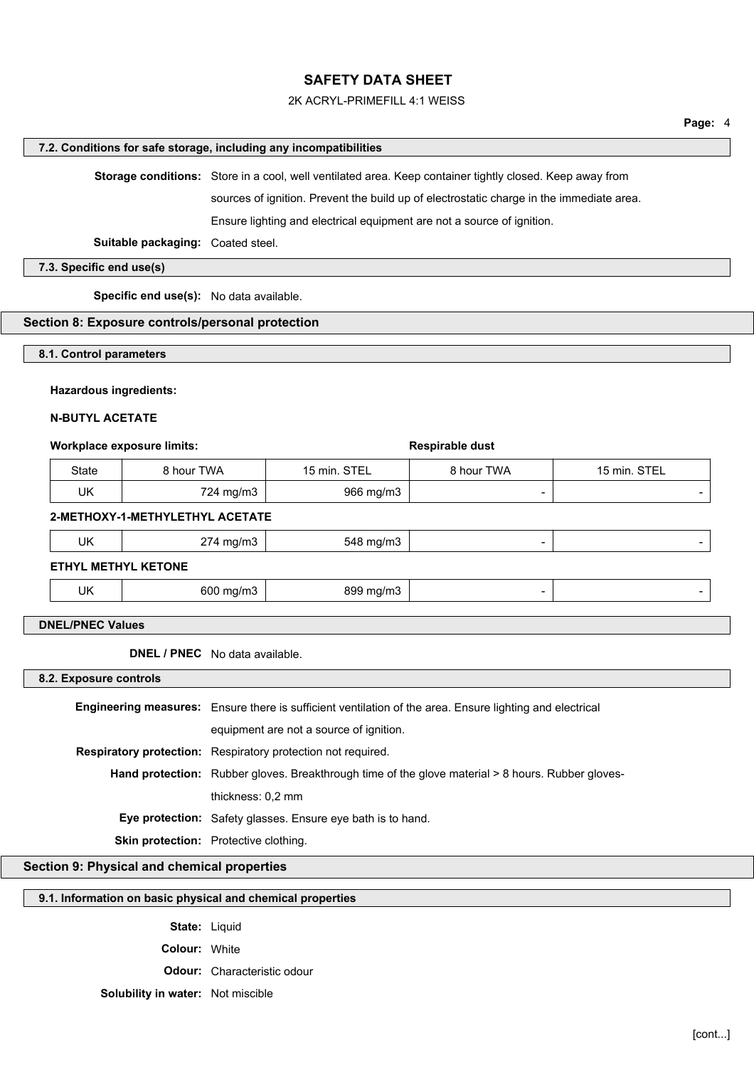### 7.2. Conditions for safe storage, including any incompatibilities

**Storage conditions:** Store in a cool, well ventilated area. Keep container tightly closed. Keep away from sources of ignition. Prevent the build up of electrostatic charge in the immediate area. Ensure lighting and electrical equipment are not a source of ignition.

**Suitable packaging:** Coated steel.

### 7.3. Specific end use(s)

**Specific end use(s):** No data available.

## Section 8: Exposure controls/personal protection

### 8.1. Control parameters

**Hazardous ingredients:**

**N-BUTYL ACETATE**

| Workplace exposure limits: | | | Respirable dust | |
|---|---|---|---|---|
| State | 8 hour TWA | 15 min. STEL | 8 hour TWA | 15 min. STEL |
| UK | 724 mg/m3 | 966 mg/m3 | - | - |
| **2-METHOXY-1-METHYLETHYL ACETATE** | | | | |
| UK | 274 mg/m3 | 548 mg/m3 | - | - |
| **ETHYL METHYL KETONE** | | | | |
| UK | 600 mg/m3 | 899 mg/m3 | - | - |

### DNEL/PNEC Values

**DNEL / PNEC** No data available.

### 8.2. Exposure controls

**Engineering measures:** Ensure there is sufficient ventilation of the area. Ensure lighting and electrical equipment are not a source of ignition.

**Respiratory protection:** Respiratory protection not required.

**Hand protection:** Rubber gloves. Breakthrough time of the glove material > 8 hours. Rubber gloves- thickness: 0,2 mm

**Eye protection:** Safety glasses. Ensure eye bath is to hand.

**Skin protection:** Protective clothing.

## Section 9: Physical and chemical properties

### 9.1. Information on basic physical and chemical properties

**State:** Liquid

**Colour:** White

**Odour:** Characteristic odour

**Solubility in water:** Not miscible

[cont...]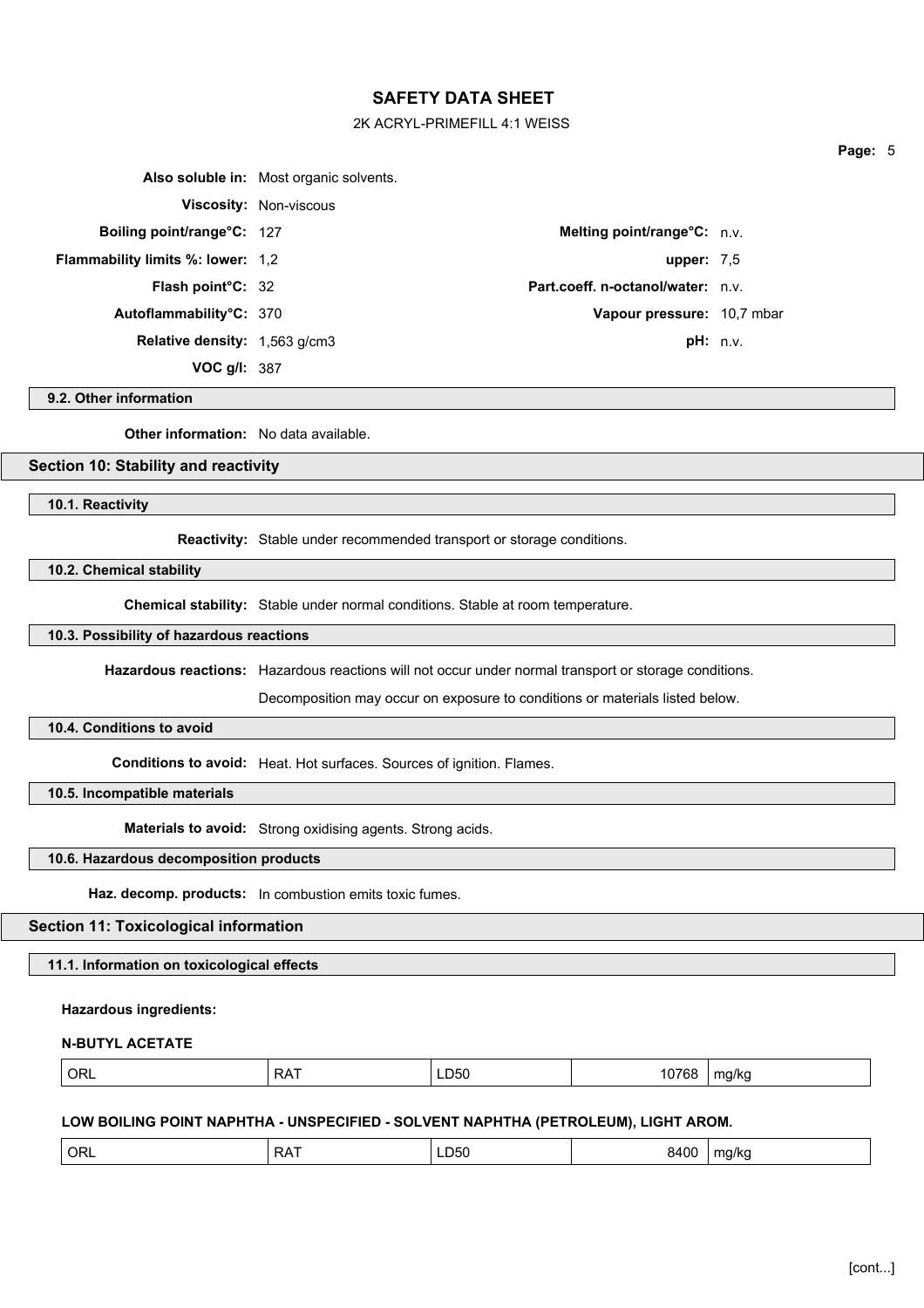**Also soluble in:** Most organic solvents.

**Viscosity:** Non-viscous

| | | | |
|---|---|---|---|
| **Boiling point/range°C:** | 127 | **Melting point/range°C:** | n.v. |
| **Flammability limits %: lower:** | 1,2 | **upper:** | 7,5 |
| **Flash point°C:** | 32 | **Part.coeff. n-octanol/water:** | n.v. |
| **Autoflammability°C:** | 370 | **Vapour pressure:** | 10,7 mbar |
| **Relative density:** | 1,563 g/cm3 | **pH:** | n.v. |
| **VOC g/l:** | 387 | | |

### 9.2. Other information

**Other information:** No data available.

## Section 10: Stability and reactivity

### 10.1. Reactivity

**Reactivity:** Stable under recommended transport or storage conditions.

### 10.2. Chemical stability

**Chemical stability:** Stable under normal conditions. Stable at room temperature.

### 10.3. Possibility of hazardous reactions

**Hazardous reactions:** Hazardous reactions will not occur under normal transport or storage conditions.

Decomposition may occur on exposure to conditions or materials listed below.

### 10.4. Conditions to avoid

**Conditions to avoid:** Heat. Hot surfaces. Sources of ignition. Flames.

### 10.5. Incompatible materials

**Materials to avoid:** Strong oxidising agents. Strong acids.

### 10.6. Hazardous decomposition products

**Haz. decomp. products:** In combustion emits toxic fumes.

## Section 11: Toxicological information

### 11.1. Information on toxicological effects

**Hazardous ingredients:**

**N-BUTYL ACETATE**

| | | | | |
|---|---|---|---|---|
| ORL | RAT | LD50 | 10768 | mg/kg |

**LOW BOILING POINT NAPHTHA - UNSPECIFIED - SOLVENT NAPHTHA (PETROLEUM), LIGHT AROM.**

| | | | | |
|---|---|---|---|---|
| ORL | RAT | LD50 | 8400 | mg/kg |

[cont...]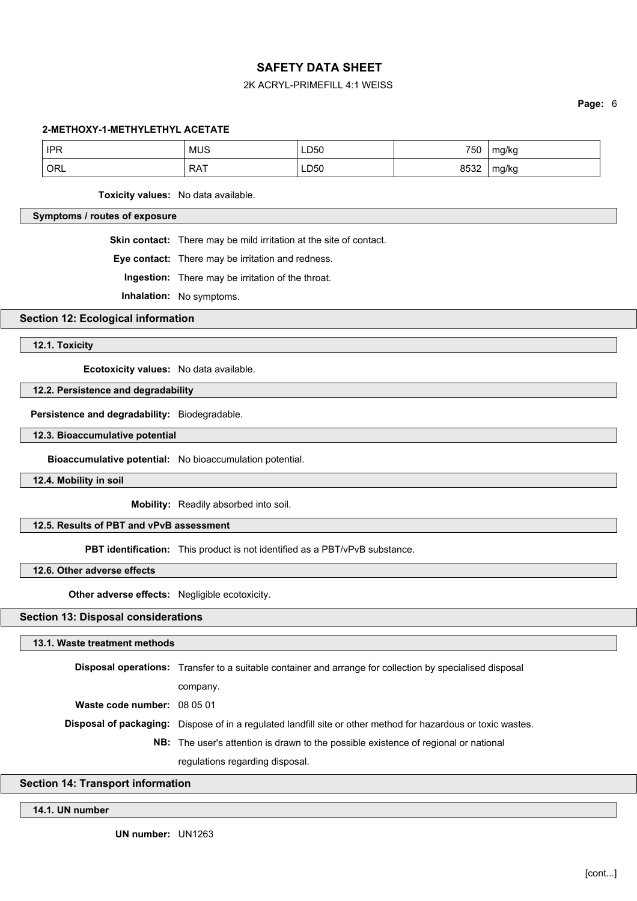**2-METHOXY-1-METHYLETHYL ACETATE**

| IPR | MUS | LD50 | 750 | mg/kg |
|---|---|---|---|---|
| ORL | RAT | LD50 | 8532 | mg/kg |

**Toxicity values:** No data available.

**Symptoms / routes of exposure**

**Skin contact:** There may be mild irritation at the site of contact.

**Eye contact:** There may be irritation and redness.

**Ingestion:** There may be irritation of the throat.

**Inhalation:** No symptoms.

## Section 12: Ecological information

### 12.1. Toxicity

**Ecotoxicity values:** No data available.

### 12.2. Persistence and degradability

**Persistence and degradability:** Biodegradable.

### 12.3. Bioaccumulative potential

**Bioaccumulative potential:** No bioaccumulation potential.

### 12.4. Mobility in soil

**Mobility:** Readily absorbed into soil.

### 12.5. Results of PBT and vPvB assessment

**PBT identification:** This product is not identified as a PBT/vPvB substance.

### 12.6. Other adverse effects

**Other adverse effects:** Negligible ecotoxicity.

## Section 13: Disposal considerations

### 13.1. Waste treatment methods

**Disposal operations:** Transfer to a suitable container and arrange for collection by specialised disposal company.

**Waste code number:** 08 05 01

**Disposal of packaging:** Dispose of in a regulated landfill site or other method for hazardous or toxic wastes.

**NB:** The user's attention is drawn to the possible existence of regional or national regulations regarding disposal.

## Section 14: Transport information

### 14.1. UN number

**UN number:** UN1263

[cont...]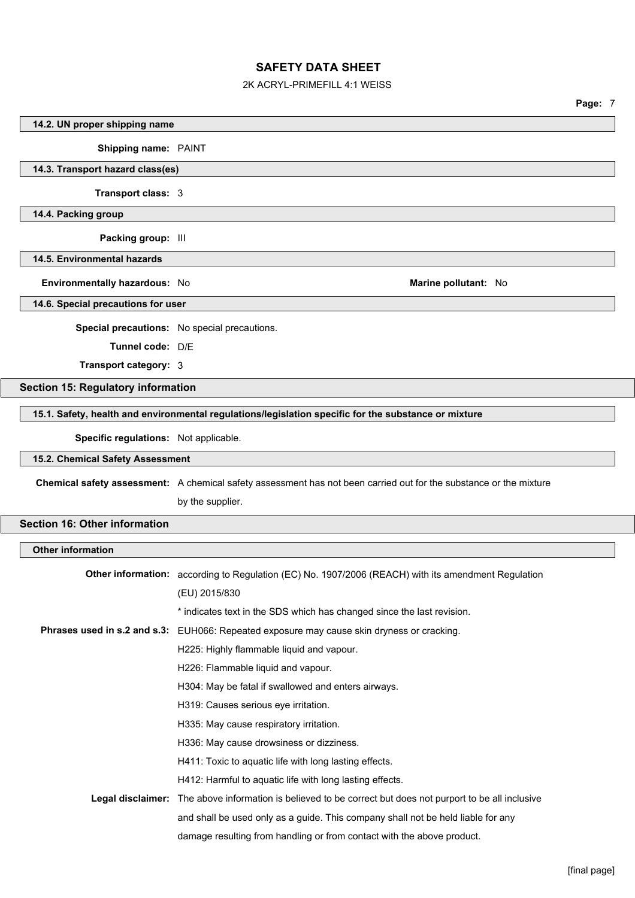### 14.2. UN proper shipping name

**Shipping name:** PAINT

### 14.3. Transport hazard class(es)

**Transport class:** 3

### 14.4. Packing group

**Packing group:** III

### 14.5. Environmental hazards

**Environmentally hazardous:** No

**Marine pollutant:** No

### 14.6. Special precautions for user

**Special precautions:** No special precautions.

**Tunnel code:** D/E

**Transport category:** 3

## Section 15: Regulatory information

### 15.1. Safety, health and environmental regulations/legislation specific for the substance or mixture

**Specific regulations:** Not applicable.

### 15.2. Chemical Safety Assessment

**Chemical safety assessment:** A chemical safety assessment has not been carried out for the substance or the mixture by the supplier.

## Section 16: Other information

### Other information

**Other information:** according to Regulation (EC) No. 1907/2006 (REACH) with its amendment Regulation (EU) 2015/830

* indicates text in the SDS which has changed since the last revision.

**Phrases used in s.2 and s.3:** EUH066: Repeated exposure may cause skin dryness or cracking.

H225: Highly flammable liquid and vapour.

H226: Flammable liquid and vapour.

H304: May be fatal if swallowed and enters airways.

H319: Causes serious eye irritation.

H335: May cause respiratory irritation.

H336: May cause drowsiness or dizziness.

H411: Toxic to aquatic life with long lasting effects.

H412: Harmful to aquatic life with long lasting effects.

**Legal disclaimer:** The above information is believed to be correct but does not purport to be all inclusive and shall be used only as a guide. This company shall not be held liable for any damage resulting from handling or from contact with the above product.

[final page]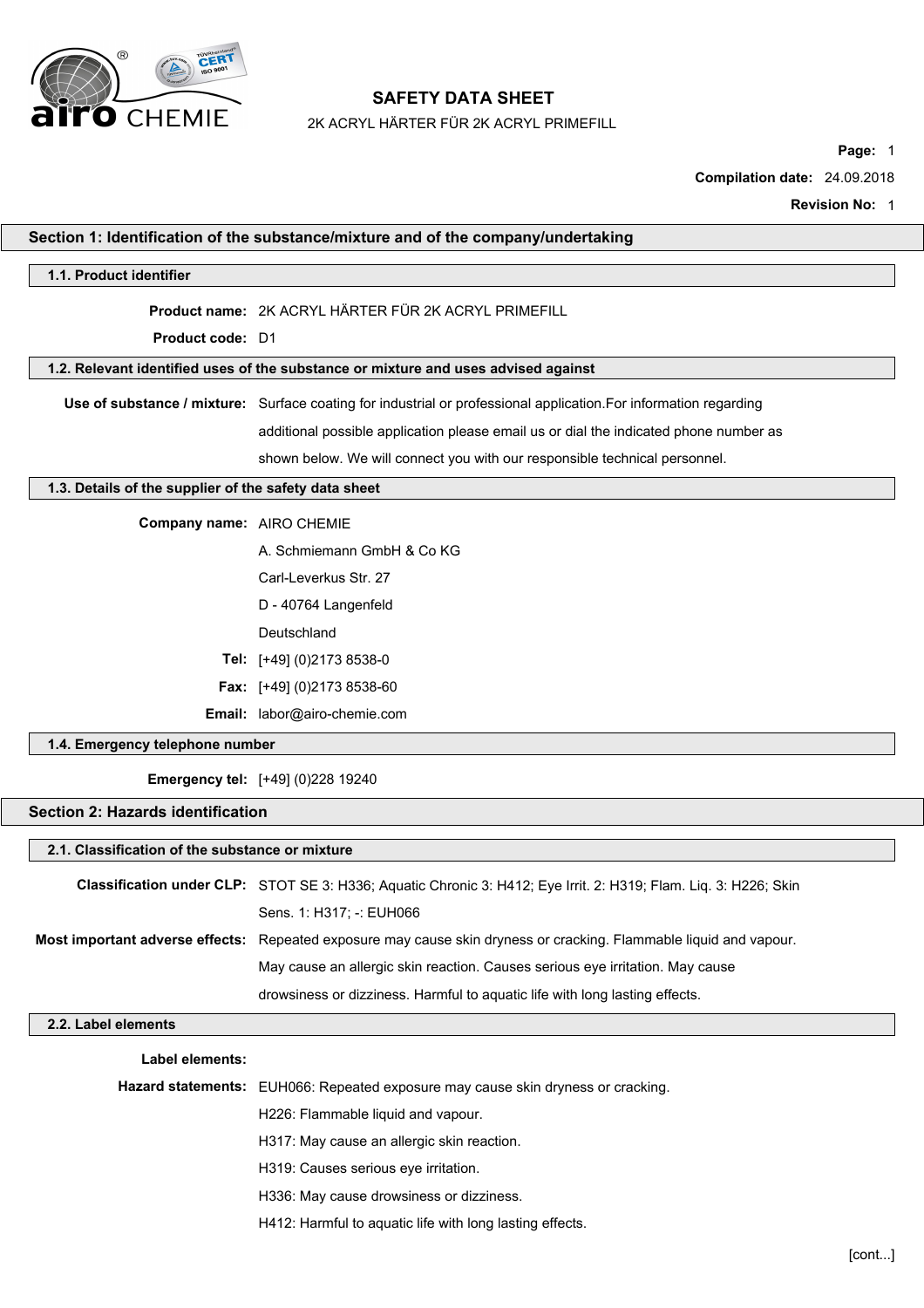# SAFETY DATA SHEET

2K ACRYL HÄRTER FÜR 2K ACRYL PRIMEFILL

**Compilation date:** 24.09.2018

**Revision No:** 1

## Section 1: Identification of the substance/mixture and of the company/undertaking

### 1.1. Product identifier

**Product name:** 2K ACRYL HÄRTER FÜR 2K ACRYL PRIMEFILL

**Product code:** D1

### 1.2. Relevant identified uses of the substance or mixture and uses advised against

**Use of substance / mixture:** Surface coating for industrial or professional application.For information regarding additional possible application please email us or dial the indicated phone number as shown below. We will connect you with our responsible technical personnel.

### 1.3. Details of the supplier of the safety data sheet

**Company name:** AIRO CHEMIE

A. Schmiemann GmbH & Co KG

Carl-Leverkus Str. 27

D - 40764 Langenfeld

Deutschland

**Tel:** [+49] (0)2173 8538-0

**Fax:** [+49] (0)2173 8538-60

**Email:** labor@airo-chemie.com

### 1.4. Emergency telephone number

**Emergency tel:** [+49] (0)228 19240

## Section 2: Hazards identification

### 2.1. Classification of the substance or mixture

**Classification under CLP:** STOT SE 3: H336; Aquatic Chronic 3: H412; Eye Irrit. 2: H319; Flam. Liq. 3: H226; Skin Sens. 1: H317; -: EUH066

**Most important adverse effects:** Repeated exposure may cause skin dryness or cracking. Flammable liquid and vapour. May cause an allergic skin reaction. Causes serious eye irritation. May cause drowsiness or dizziness. Harmful to aquatic life with long lasting effects.

### 2.2. Label elements

**Label elements:**

**Hazard statements:** EUH066: Repeated exposure may cause skin dryness or cracking.

H226: Flammable liquid and vapour.

H317: May cause an allergic skin reaction.

H319: Causes serious eye irritation.

H336: May cause drowsiness or dizziness.

H412: Harmful to aquatic life with long lasting effects.

[cont...]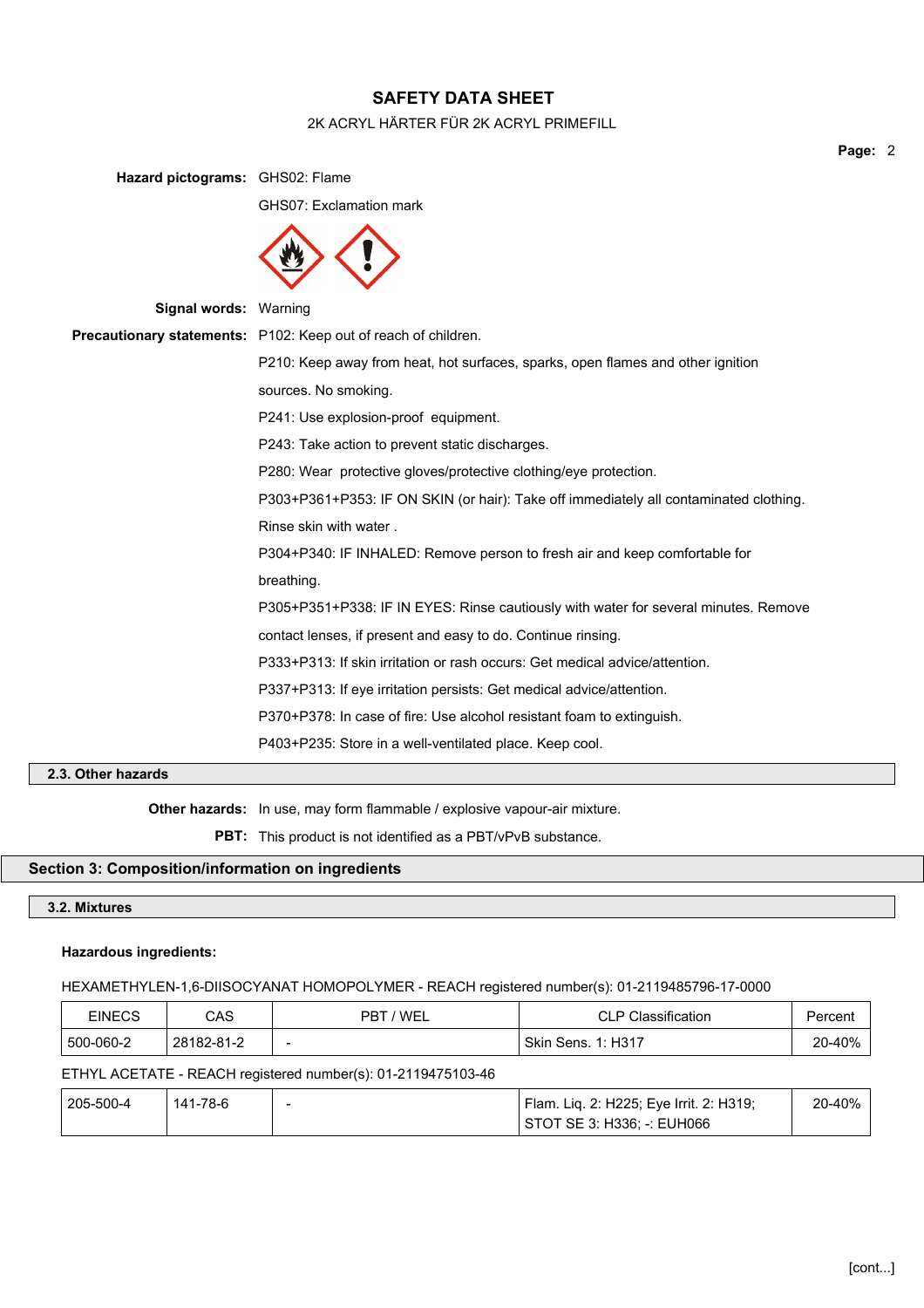**Hazard pictograms:** GHS02: Flame

GHS07: Exclamation mark

**Signal words:** Warning

**Precautionary statements:** P102: Keep out of reach of children.

P210: Keep away from heat, hot surfaces, sparks, open flames and other ignition sources. No smoking.

P241: Use explosion-proof equipment.

P243: Take action to prevent static discharges.

P280: Wear protective gloves/protective clothing/eye protection.

P303+P361+P353: IF ON SKIN (or hair): Take off immediately all contaminated clothing. Rinse skin with water .

P304+P340: IF INHALED: Remove person to fresh air and keep comfortable for breathing.

P305+P351+P338: IF IN EYES: Rinse cautiously with water for several minutes. Remove contact lenses, if present and easy to do. Continue rinsing.

P333+P313: If skin irritation or rash occurs: Get medical advice/attention.

P337+P313: If eye irritation persists: Get medical advice/attention.

P370+P378: In case of fire: Use alcohol resistant foam to extinguish.

P403+P235: Store in a well-ventilated place. Keep cool.

### 2.3. Other hazards

**Other hazards:** In use, may form flammable / explosive vapour-air mixture.

**PBT:** This product is not identified as a PBT/vPvB substance.

## Section 3: Composition/information on ingredients

### 3.2. Mixtures

**Hazardous ingredients:**

HEXAMETHYLEN-1,6-DIISOCYANAT HOMOPOLYMER - REACH registered number(s): 01-2119485796-17-0000

| EINECS | CAS | PBT / WEL | CLP Classification | Percent |
|---|---|---|---|---|
| 500-060-2 | 28182-81-2 | - | Skin Sens. 1: H317 | 20-40% |

ETHYL ACETATE - REACH registered number(s): 01-2119475103-46

| EINECS | CAS | PBT / WEL | CLP Classification | Percent |
|---|---|---|---|---|
| 205-500-4 | 141-78-6 | - | Flam. Liq. 2: H225; Eye Irrit. 2: H319; STOT SE 3: H336; -: EUH066 | 20-40% |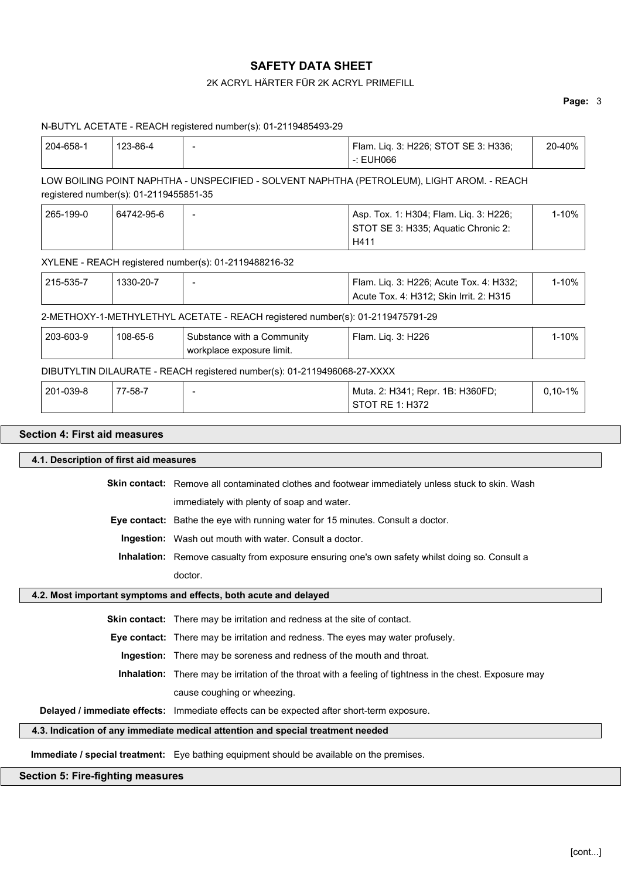N-BUTYL ACETATE - REACH registered number(s): 01-2119485493-29

| | | | | |
|---|---|---|---|---|
| 204-658-1 | 123-86-4 | - | Flam. Liq. 3: H226; STOT SE 3: H336; -: EUH066 | 20-40% |

LOW BOILING POINT NAPHTHA - UNSPECIFIED - SOLVENT NAPHTHA (PETROLEUM), LIGHT AROM. - REACH registered number(s): 01-2119455851-35

| | | | | |
|---|---|---|---|---|
| 265-199-0 | 64742-95-6 | - | Asp. Tox. 1: H304; Flam. Liq. 3: H226; STOT SE 3: H335; Aquatic Chronic 2: H411 | 1-10% |

XYLENE - REACH registered number(s): 01-2119488216-32

| | | | | |
|---|---|---|---|---|
| 215-535-7 | 1330-20-7 | - | Flam. Liq. 3: H226; Acute Tox. 4: H332; Acute Tox. 4: H312; Skin Irrit. 2: H315 | 1-10% |

2-METHOXY-1-METHYLETHYL ACETATE - REACH registered number(s): 01-2119475791-29

| | | | | |
|---|---|---|---|---|
| 203-603-9 | 108-65-6 | Substance with a Community workplace exposure limit. | Flam. Liq. 3: H226 | 1-10% |

DIBUTYLTIN DILAURATE - REACH registered number(s): 01-2119496068-27-XXXX

| | | | | |
|---|---|---|---|---|
| 201-039-8 | 77-58-7 | - | Muta. 2: H341; Repr. 1B: H360FD; STOT RE 1: H372 | 0,10-1% |

## Section 4: First aid measures

### 4.1. Description of first aid measures

**Skin contact:** Remove all contaminated clothes and footwear immediately unless stuck to skin. Wash immediately with plenty of soap and water.

**Eye contact:** Bathe the eye with running water for 15 minutes. Consult a doctor.

**Ingestion:** Wash out mouth with water. Consult a doctor.

**Inhalation:** Remove casualty from exposure ensuring one's own safety whilst doing so. Consult a doctor.

### 4.2. Most important symptoms and effects, both acute and delayed

**Skin contact:** There may be irritation and redness at the site of contact.

**Eye contact:** There may be irritation and redness. The eyes may water profusely.

**Ingestion:** There may be soreness and redness of the mouth and throat.

**Inhalation:** There may be irritation of the throat with a feeling of tightness in the chest. Exposure may cause coughing or wheezing.

**Delayed / immediate effects:** Immediate effects can be expected after short-term exposure.

### 4.3. Indication of any immediate medical attention and special treatment needed

**Immediate / special treatment:** Eye bathing equipment should be available on the premises.

## Section 5: Fire-fighting measures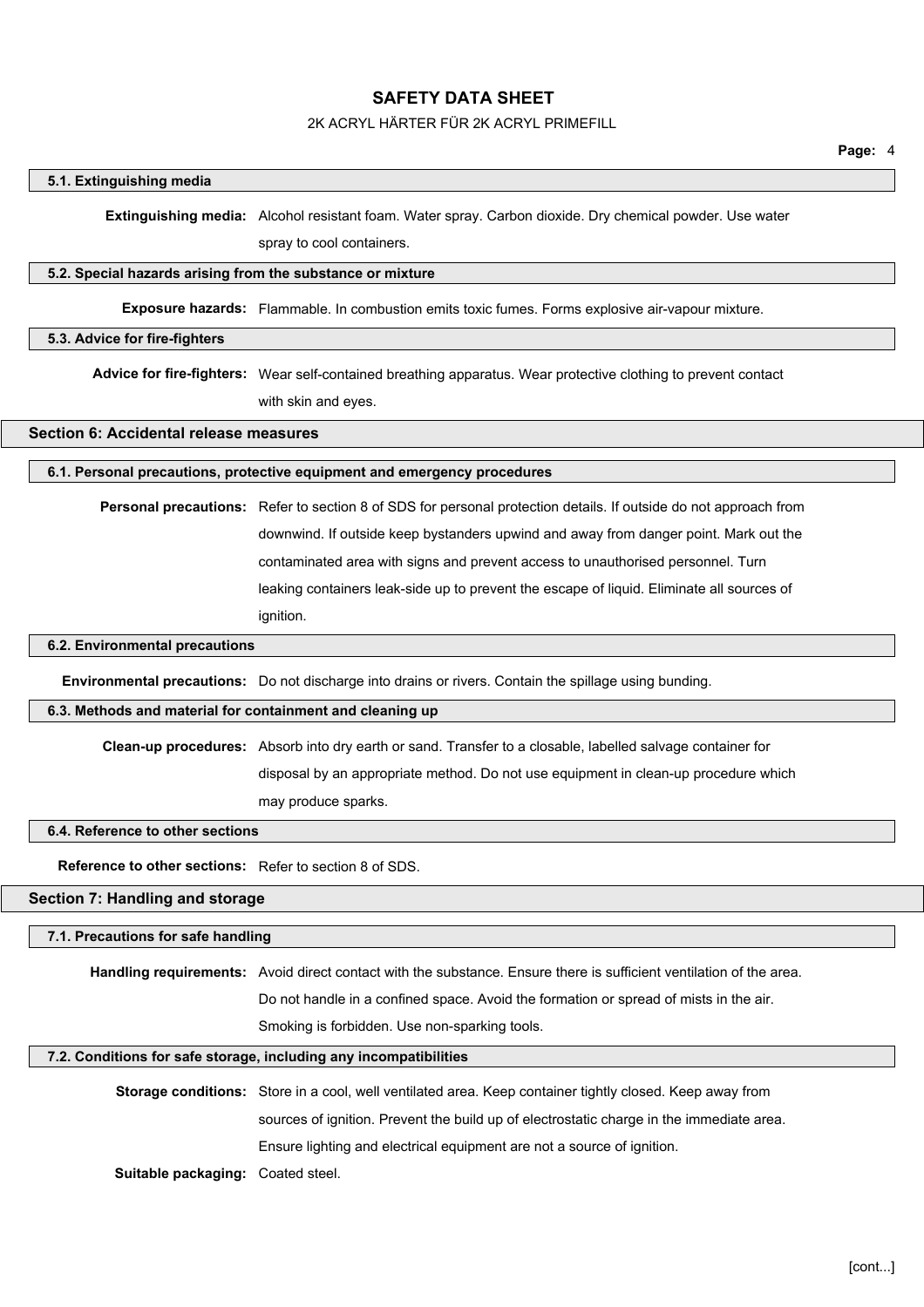### 5.1. Extinguishing media

**Extinguishing media:** Alcohol resistant foam. Water spray. Carbon dioxide. Dry chemical powder. Use water spray to cool containers.

### 5.2. Special hazards arising from the substance or mixture

**Exposure hazards:** Flammable. In combustion emits toxic fumes. Forms explosive air-vapour mixture.

### 5.3. Advice for fire-fighters

**Advice for fire-fighters:** Wear self-contained breathing apparatus. Wear protective clothing to prevent contact with skin and eyes.

## Section 6: Accidental release measures

### 6.1. Personal precautions, protective equipment and emergency procedures

**Personal precautions:** Refer to section 8 of SDS for personal protection details. If outside do not approach from downwind. If outside keep bystanders upwind and away from danger point. Mark out the contaminated area with signs and prevent access to unauthorised personnel. Turn leaking containers leak-side up to prevent the escape of liquid. Eliminate all sources of ignition.

### 6.2. Environmental precautions

**Environmental precautions:** Do not discharge into drains or rivers. Contain the spillage using bunding.

### 6.3. Methods and material for containment and cleaning up

**Clean-up procedures:** Absorb into dry earth or sand. Transfer to a closable, labelled salvage container for disposal by an appropriate method. Do not use equipment in clean-up procedure which may produce sparks.

### 6.4. Reference to other sections

**Reference to other sections:** Refer to section 8 of SDS.

## Section 7: Handling and storage

### 7.1. Precautions for safe handling

**Handling requirements:** Avoid direct contact with the substance. Ensure there is sufficient ventilation of the area. Do not handle in a confined space. Avoid the formation or spread of mists in the air. Smoking is forbidden. Use non-sparking tools.

### 7.2. Conditions for safe storage, including any incompatibilities

**Storage conditions:** Store in a cool, well ventilated area. Keep container tightly closed. Keep away from sources of ignition. Prevent the build up of electrostatic charge in the immediate area. Ensure lighting and electrical equipment are not a source of ignition.

**Suitable packaging:** Coated steel.

[cont...]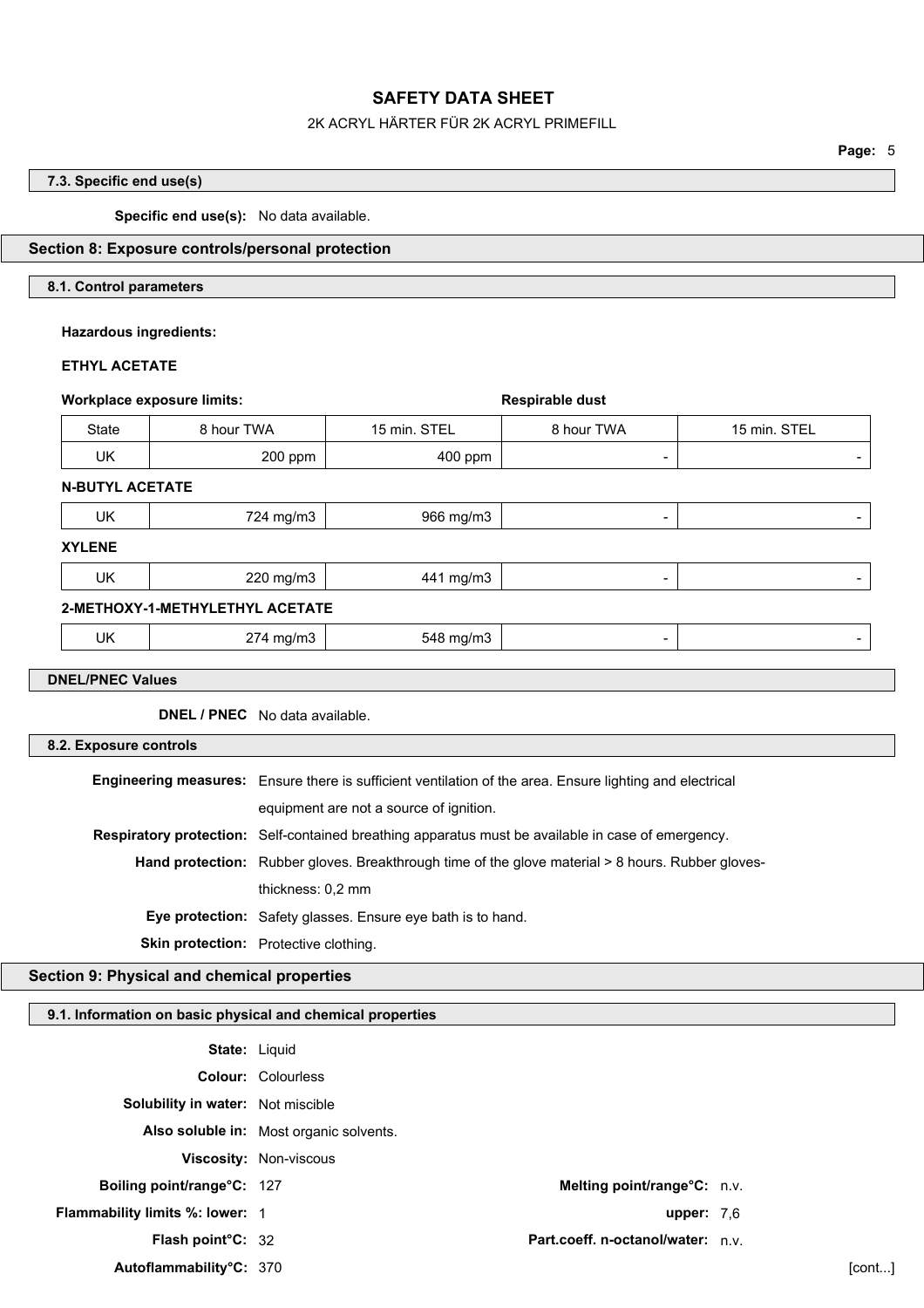#### 7.3. Specific end use(s)

**Specific end use(s):** No data available.

## Section 8: Exposure controls/personal protection

#### 8.1. Control parameters

**Hazardous ingredients:**

**ETHYL ACETATE**

| Workplace exposure limits: | | | Respirable dust | |
|---|---|---|---|---|
| State | 8 hour TWA | 15 min. STEL | 8 hour TWA | 15 min. STEL |
| UK | 200 ppm | 400 ppm | - | - |

**N-BUTYL ACETATE**

| State | 8 hour TWA | 15 min. STEL | 8 hour TWA | 15 min. STEL |
|---|---|---|---|---|
| UK | 724 mg/m3 | 966 mg/m3 | - | - |

**XYLENE**

| State | 8 hour TWA | 15 min. STEL | 8 hour TWA | 15 min. STEL |
|---|---|---|---|---|
| UK | 220 mg/m3 | 441 mg/m3 | - | - |

**2-METHOXY-1-METHYLETHYL ACETATE**

| State | 8 hour TWA | 15 min. STEL | 8 hour TWA | 15 min. STEL |
|---|---|---|---|---|
| UK | 274 mg/m3 | 548 mg/m3 | - | - |

#### DNEL/PNEC Values

**DNEL / PNEC** No data available.

#### 8.2. Exposure controls

**Engineering measures:** Ensure there is sufficient ventilation of the area. Ensure lighting and electrical equipment are not a source of ignition.

**Respiratory protection:** Self-contained breathing apparatus must be available in case of emergency.

**Hand protection:** Rubber gloves. Breakthrough time of the glove material > 8 hours. Rubber gloves-thickness: 0,2 mm

**Eye protection:** Safety glasses. Ensure eye bath is to hand.

**Skin protection:** Protective clothing.

## Section 9: Physical and chemical properties

#### 9.1. Information on basic physical and chemical properties

**State:** Liquid

**Colour:** Colourless

**Solubility in water:** Not miscible

**Also soluble in:** Most organic solvents.

**Viscosity:** Non-viscous

**Boiling point/range°C:** 127 **Melting point/range°C:** n.v.

**Flammability limits %: lower:** 1 **upper:** 7,6

**Flash point°C:** 32 **Part.coeff. n-octanol/water:** n.v.

**Autoflammability°C:** 370

[cont...]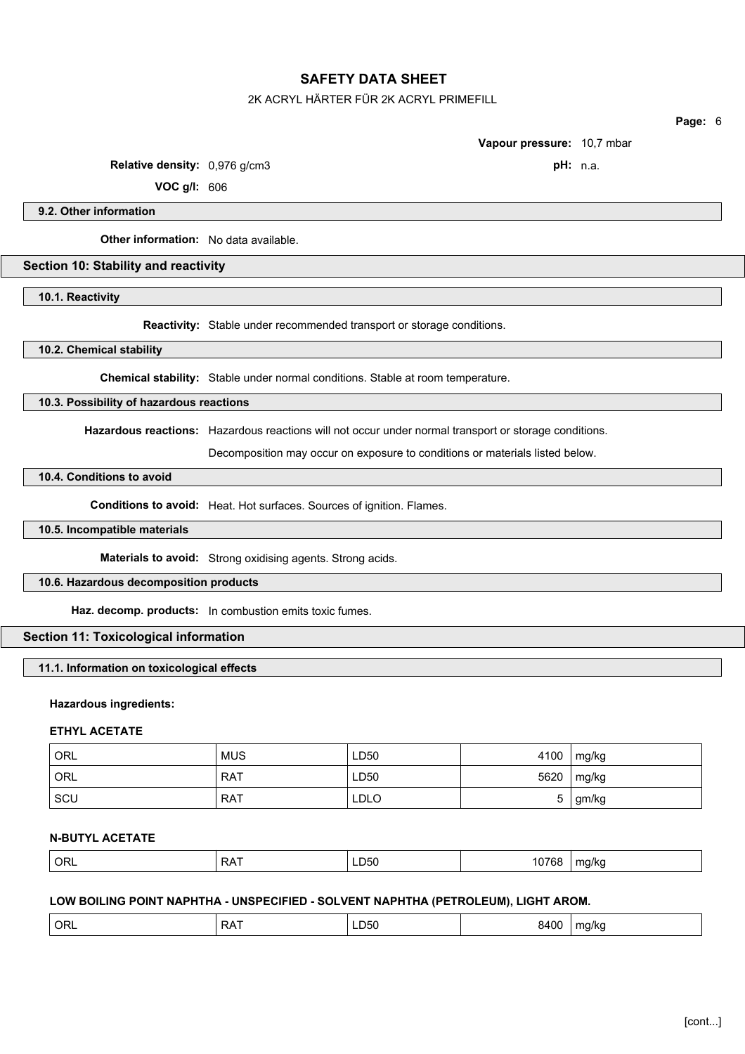**Vapour pressure:** 10,7 mbar

**Relative density:** 0,976 g/cm3

**pH:** n.a.

**VOC g/l:** 606

### 9.2. Other information

**Other information:** No data available.

## Section 10: Stability and reactivity

### 10.1. Reactivity

**Reactivity:** Stable under recommended transport or storage conditions.

### 10.2. Chemical stability

**Chemical stability:** Stable under normal conditions. Stable at room temperature.

### 10.3. Possibility of hazardous reactions

**Hazardous reactions:** Hazardous reactions will not occur under normal transport or storage conditions.

Decomposition may occur on exposure to conditions or materials listed below.

### 10.4. Conditions to avoid

**Conditions to avoid:** Heat. Hot surfaces. Sources of ignition. Flames.

### 10.5. Incompatible materials

**Materials to avoid:** Strong oxidising agents. Strong acids.

### 10.6. Hazardous decomposition products

**Haz. decomp. products:** In combustion emits toxic fumes.

## Section 11: Toxicological information

### 11.1. Information on toxicological effects

**Hazardous ingredients:**

**ETHYL ACETATE**

| | | | | |
|---|---|---|---|---|
| ORL | MUS | LD50 | 4100 | mg/kg |
| ORL | RAT | LD50 | 5620 | mg/kg |
| SCU | RAT | LDLO | 5 | gm/kg |

**N-BUTYL ACETATE**

| | | | | |
|---|---|---|---|---|
| ORL | RAT | LD50 | 10768 | mg/kg |

**LOW BOILING POINT NAPHTHA - UNSPECIFIED - SOLVENT NAPHTHA (PETROLEUM), LIGHT AROM.**

| | | | | |
|---|---|---|---|---|
| ORL | RAT | LD50 | 8400 | mg/kg |

[cont...]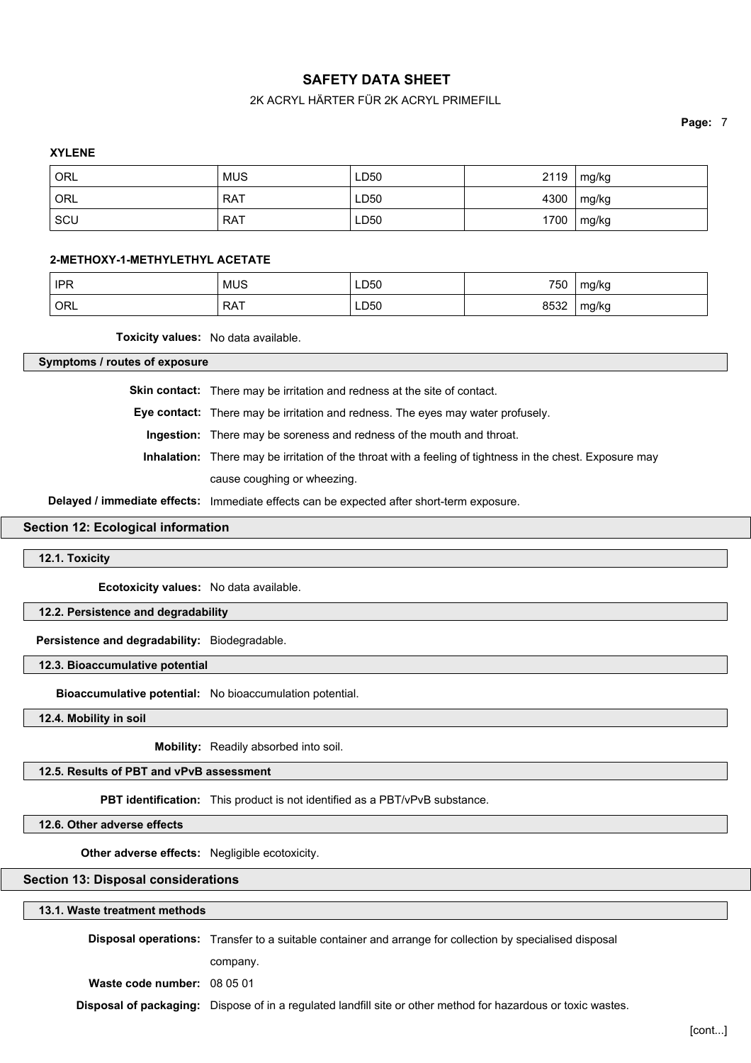**XYLENE**

| | | | | |
|---|---|---|---|---|
| ORL | MUS | LD50 | 2119 | mg/kg |
| ORL | RAT | LD50 | 4300 | mg/kg |
| SCU | RAT | LD50 | 1700 | mg/kg |

**2-METHOXY-1-METHYLETHYL ACETATE**

| | | | | |
|---|---|---|---|---|
| IPR | MUS | LD50 | 750 | mg/kg |
| ORL | RAT | LD50 | 8532 | mg/kg |

**Toxicity values:** No data available.

### Symptoms / routes of exposure

**Skin contact:** There may be irritation and redness at the site of contact.

**Eye contact:** There may be irritation and redness. The eyes may water profusely.

**Ingestion:** There may be soreness and redness of the mouth and throat.

**Inhalation:** There may be irritation of the throat with a feeling of tightness in the chest. Exposure may cause coughing or wheezing.

**Delayed / immediate effects:** Immediate effects can be expected after short-term exposure.

## Section 12: Ecological information

### 12.1. Toxicity

**Ecotoxicity values:** No data available.

### 12.2. Persistence and degradability

**Persistence and degradability:** Biodegradable.

### 12.3. Bioaccumulative potential

**Bioaccumulative potential:** No bioaccumulation potential.

### 12.4. Mobility in soil

**Mobility:** Readily absorbed into soil.

### 12.5. Results of PBT and vPvB assessment

**PBT identification:** This product is not identified as a PBT/vPvB substance.

### 12.6. Other adverse effects

**Other adverse effects:** Negligible ecotoxicity.

## Section 13: Disposal considerations

### 13.1. Waste treatment methods

**Disposal operations:** Transfer to a suitable container and arrange for collection by specialised disposal company.

**Waste code number:** 08 05 01

**Disposal of packaging:** Dispose of in a regulated landfill site or other method for hazardous or toxic wastes.

[cont...]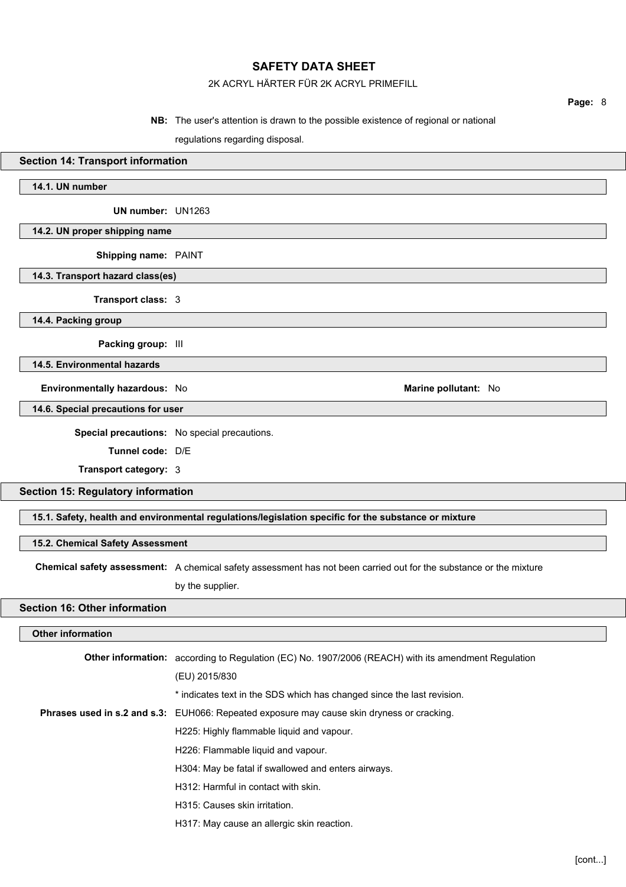**NB:** The user's attention is drawn to the possible existence of regional or national regulations regarding disposal.

## Section 14: Transport information

### 14.1. UN number

**UN number:** UN1263

### 14.2. UN proper shipping name

**Shipping name:** PAINT

### 14.3. Transport hazard class(es)

**Transport class:** 3

### 14.4. Packing group

**Packing group:** III

### 14.5. Environmental hazards

**Environmentally hazardous:** No

**Marine pollutant:** No

### 14.6. Special precautions for user

**Special precautions:** No special precautions.

**Tunnel code:** D/E

**Transport category:** 3

## Section 15: Regulatory information

### 15.1. Safety, health and environmental regulations/legislation specific for the substance or mixture

### 15.2. Chemical Safety Assessment

**Chemical safety assessment:** A chemical safety assessment has not been carried out for the substance or the mixture by the supplier.

## Section 16: Other information

### Other information

**Other information:** according to Regulation (EC) No. 1907/2006 (REACH) with its amendment Regulation (EU) 2015/830

* indicates text in the SDS which has changed since the last revision.

**Phrases used in s.2 and s.3:** EUH066: Repeated exposure may cause skin dryness or cracking.

H225: Highly flammable liquid and vapour.

H226: Flammable liquid and vapour.

H304: May be fatal if swallowed and enters airways.

H312: Harmful in contact with skin.

H315: Causes skin irritation.

H317: May cause an allergic skin reaction.

[cont...]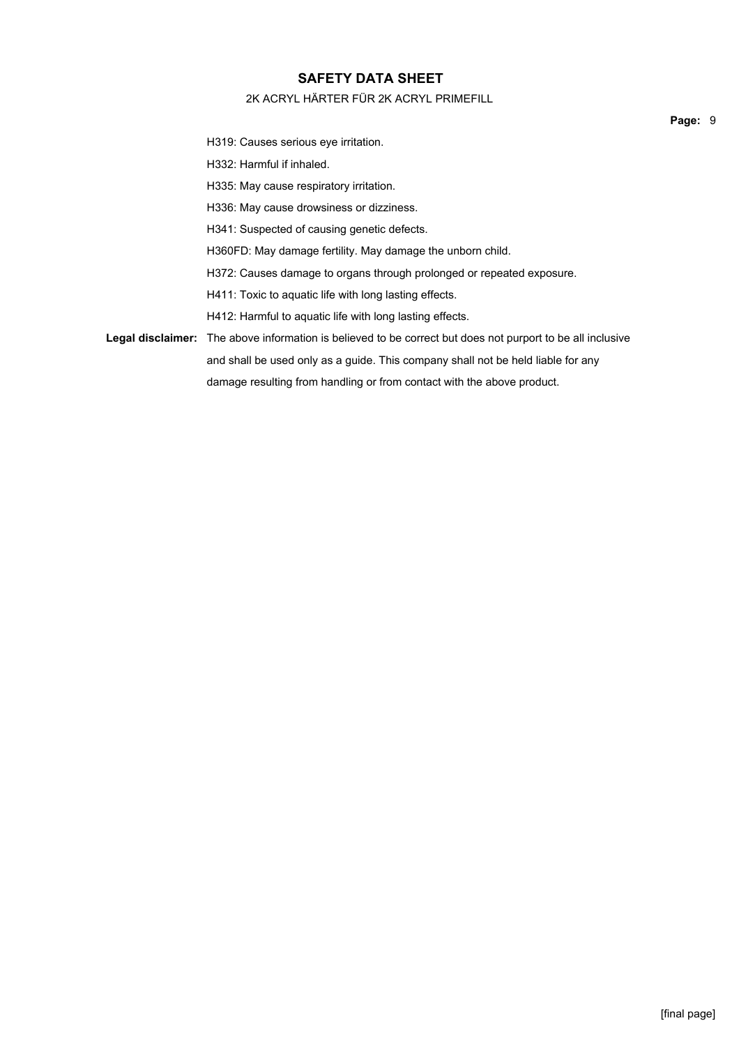H319: Causes serious eye irritation.

H332: Harmful if inhaled.

H335: May cause respiratory irritation.

H336: May cause drowsiness or dizziness.

H341: Suspected of causing genetic defects.

H360FD: May damage fertility. May damage the unborn child.

H372: Causes damage to organs through prolonged or repeated exposure.

H411: Toxic to aquatic life with long lasting effects.

H412: Harmful to aquatic life with long lasting effects.

**Legal disclaimer:** The above information is believed to be correct but does not purport to be all inclusive and shall be used only as a guide. This company shall not be held liable for any damage resulting from handling or from contact with the above product.

[final page]